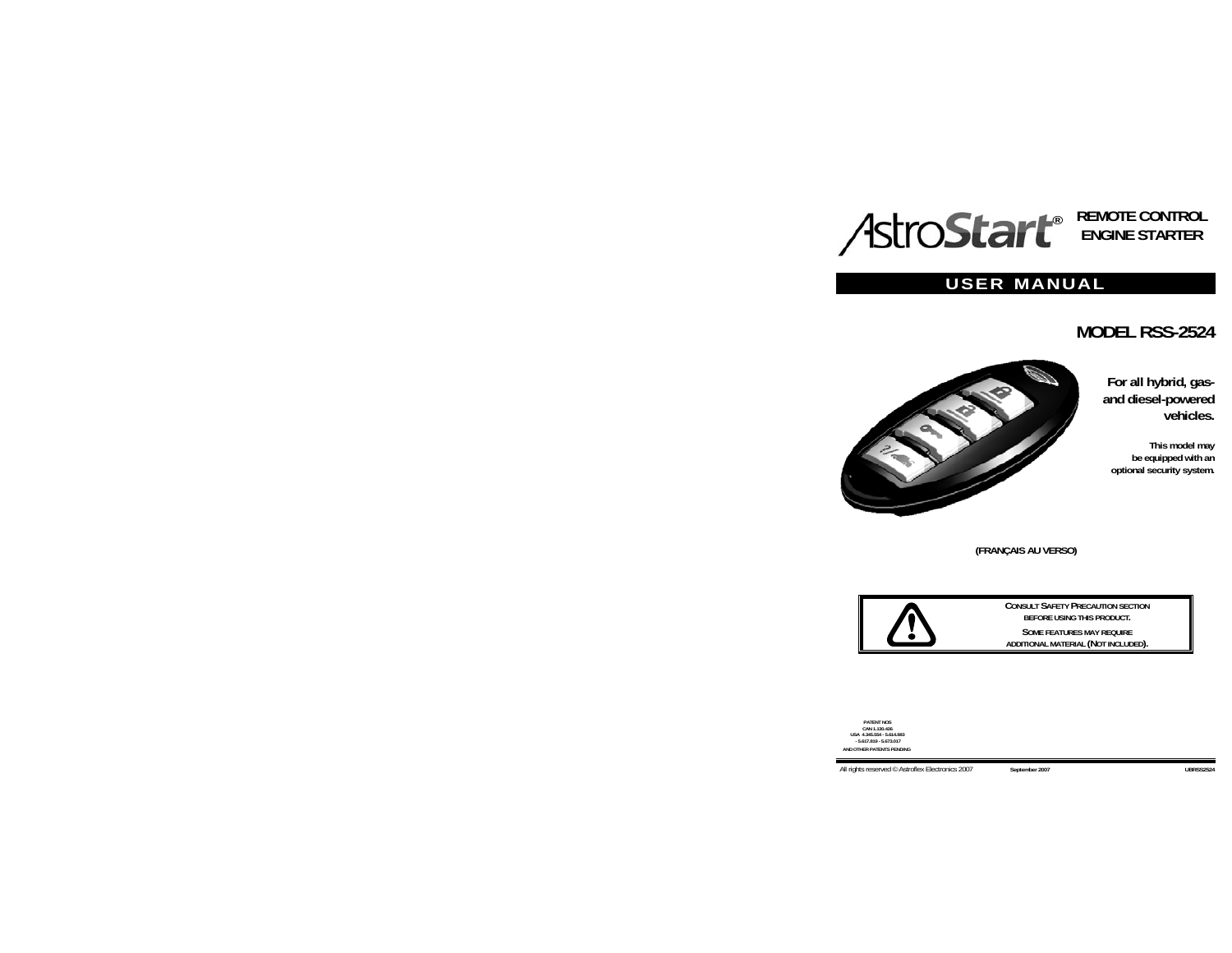# AstroStart® REMOTE CONTROL ENGINE STARTER

## USER MANUAL

## MODEL RSS-2524

**For all hybrid, gas- and diesel-powered vehicles.**

**This model may be equipped with an optional security system.**

**(FRANÇAIS AU VERSO)**

**CONSULT SAFETY PRECAUTION SECTION BEFORE USING THIS PRODUCT.**

**SOME FEATURES MAY REQUIRE ADDITIONAL MATERIAL (NOT INCLUDED).**

PATENT NOS
CAN 1.330.426
USA 4.345.554 - 5.614.883
- 5.617.819 - 5.673.017
AND OTHER PATENTS PENDING

All rights reserved © Astroflex Electronics 2007 September 2007 UBRSS2524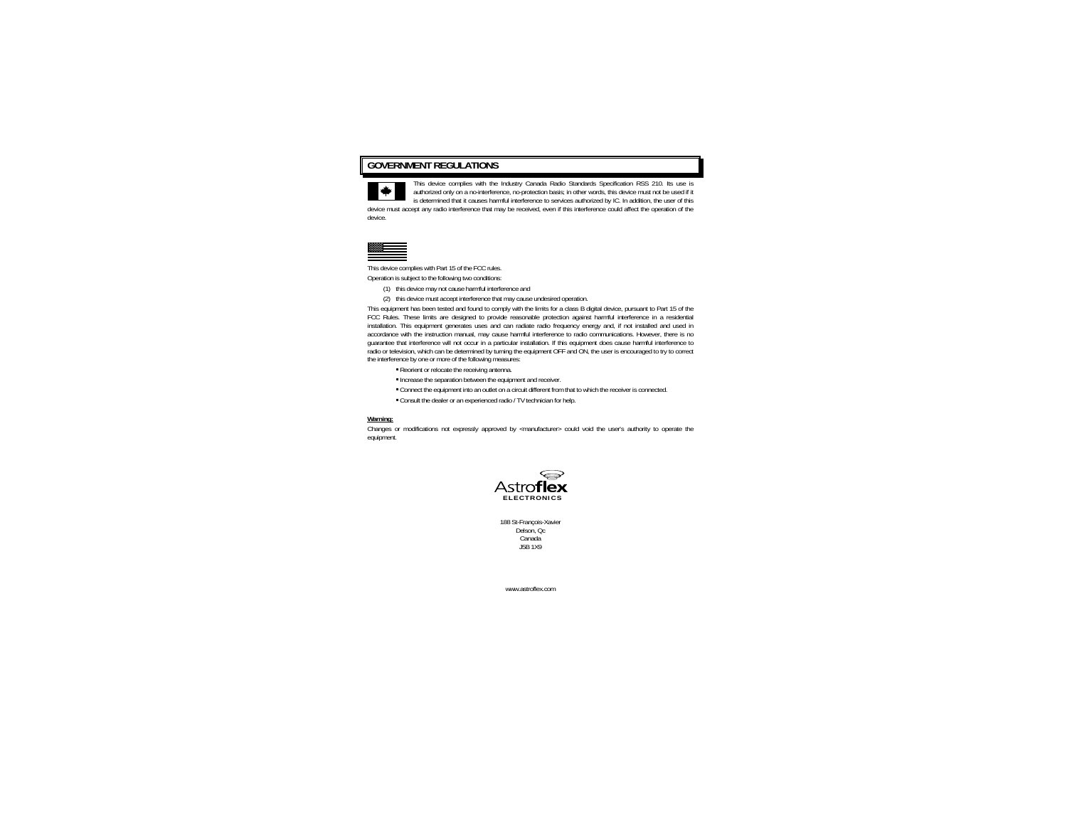## GOVERNMENT REGULATIONS

This device complies with the Industry Canada Radio Standards Specification RSS 210. Its use is authorized only on a no-interference, no-protection basis; in other words, this device must not be used if it is determined that it causes harmful interference to services authorized by IC. In addition, the user of this device must accept any radio interference that may be received, even if this interference could affect the operation of the device.

This device complies with Part 15 of the FCC rules.

Operation is subject to the following two conditions:

(1) this device may not cause harmful interference and

(2) this device must accept interference that may cause undesired operation.

This equipment has been tested and found to comply with the limits for a class B digital device, pursuant to Part 15 of the FCC Rules. These limits are designed to provide reasonable protection against harmful interference in a residential installation. This equipment generates uses and can radiate radio frequency energy and, if not installed and used in accordance with the instruction manual, may cause harmful interference to radio communications. However, there is no guarantee that interference will not occur in a particular installation. If this equipment does cause harmful interference to radio or television, which can be determined by turning the equipment OFF and ON, the user is encouraged to try to correct the interference by one or more of the following measures:

- Reorient or relocate the receiving antenna.
- Increase the separation between the equipment and receiver.
- Connect the equipment into an outlet on a circuit different from that to which the receiver is connected.
- Consult the dealer or an experienced radio / TV technician for help.

**Warning:**

Changes or modifications not expressly approved by <manufacturer> could void the user's authority to operate the equipment.

Astro**flex**
ELECTRONICS

188 St-François-Xavier
Delson, Qc
Canada
J5B 1X9

www.astroflex.com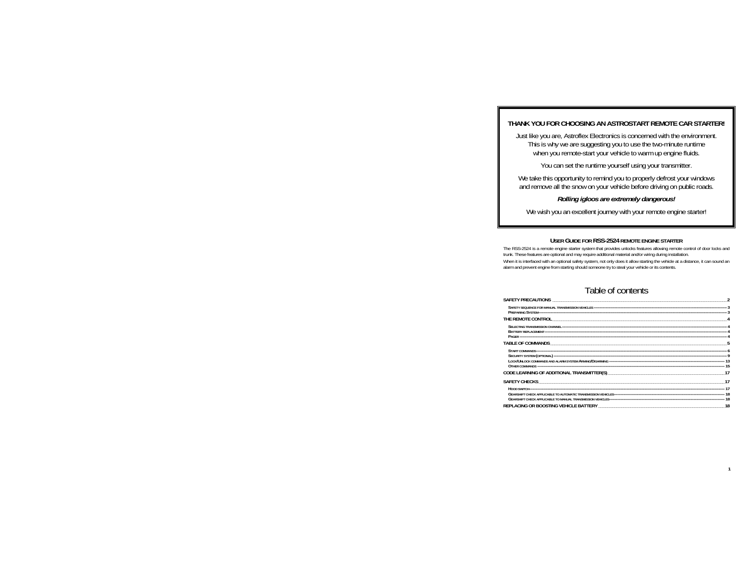**THANK YOU FOR CHOOSING AN ASTROSTART REMOTE CAR STARTER!**

Just like you are, Astroflex Electronics is concerned with the environment.
This is why we are suggesting you to use the two-minute runtime
when you remote-start your vehicle to warm up engine fluids.

You can set the runtime yourself using your transmitter.

We take this opportunity to remind you to properly defrost your windows
and remove all the snow on your vehicle before driving on public roads.

***Rolling igloos are extremely dangerous!***

We wish you an excellent journey with your remote engine starter!

### USER GUIDE FOR RSS-2524 REMOTE ENGINE STARTER

The RSS-2524 is a remote engine starter system that provides unlocks features allowing remote control of door locks and trunk. These features are optional and may require additional material and/or wiring during installation.

When it is interfaced with an optional safety system, not only does it allow starting the vehicle at a distance, it can sound an alarm and prevent engine from starting should someone try to steal your vehicle or its contents.

# Table of contents

**SAFETY PRECAUTIONS** ____ 2
- SAFETY SEQUENCE FOR MANUAL TRANSMISSION VEHICLES ---- 3
- PREPARING SYSTEM ---- 3

**THE REMOTE CONTROL** ____ 4
- SELECTING TRANSMISSION CHANNEL ---- 4
- BATTERY REPLACEMENT ---- 4
- PAGER ---- 4

**TABLE OF COMMANDS** ____ 5
- START COMMANDS ---- 6
- SECURITY SYSTEM (OPTIONAL) ---- 9
- LOCK/UNLOCK COMMANDS AND ALARM SYSTEM ARMING/DISARMING ---- 13
- OTHER COMMANDS ---- 15

**CODE LEARNING OF ADDITIONAL TRANSMITTER(S)** ____ 17

**SAFETY CHECKS** ____ 17
- HOOD SWITCH ---- 17
- GEARSHIFT CHECK APPLICABLE TO AUTOMATIC TRANSMISSION VEHICLES ---- 18
- GEARSHIFT CHECK APPLICABLE TO MANUAL TRANSMISSION VEHICLES ---- 18

**REPLACING OR BOOSTING VEHICLE BATTERY** ____ 18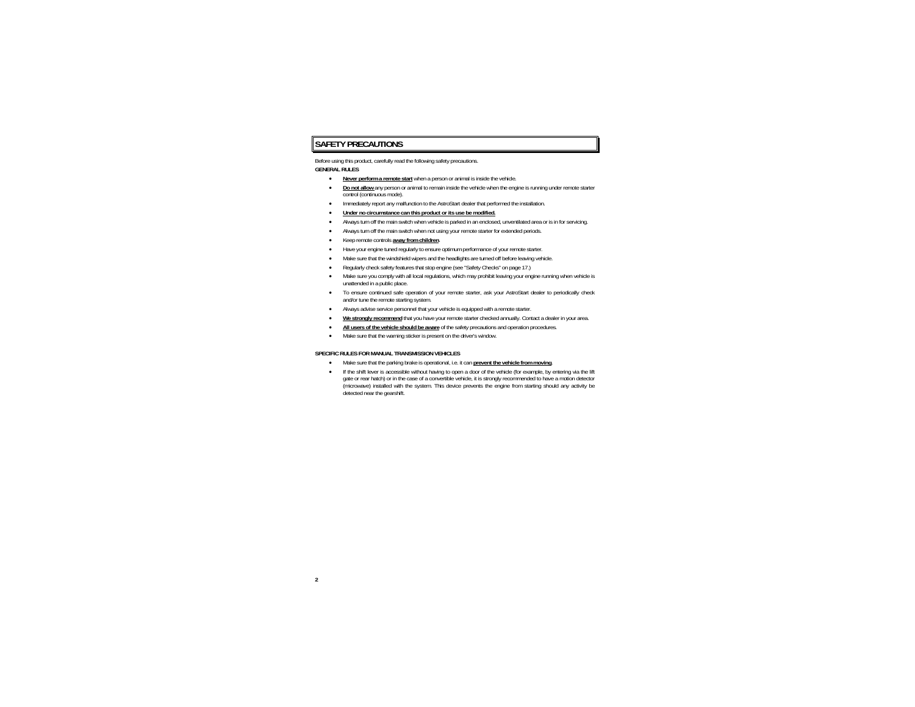# SAFETY PRECAUTIONS

Before using this product, carefully read the following safety precautions.

**GENERAL RULES**

- **Never perform a remote start** when a person or animal is inside the vehicle.
- **Do not allow** any person or animal to remain inside the vehicle when the engine is running under remote starter control (continuous mode).
- Immediately report any malfunction to the AstroStart dealer that performed the installation.
- **Under no circumstance can this product or its use be modified.**
- Always turn off the main switch when vehicle is parked in an enclosed, unventilated area or is in for servicing.
- Always turn off the main switch when not using your remote starter for extended periods.
- Keep remote controls **away from children**.
- Have your engine tuned regularly to ensure optimum performance of your remote starter.
- Make sure that the windshield wipers and the headlights are turned off before leaving vehicle.
- Regularly check safety features that stop engine (see "Safety Checks" on page 17.)
- Make sure you comply with all local regulations, which may prohibit leaving your engine running when vehicle is unattended in a public place.
- To ensure continued safe operation of your remote starter, ask your AstroStart dealer to periodically check and/or tune the remote starting system.
- Always advise service personnel that your vehicle is equipped with a remote starter.
- **We strongly recommend** that you have your remote starter checked annually. Contact a dealer in your area.
- **All users of the vehicle should be aware** of the safety precautions and operation procedures.
- Make sure that the warning sticker is present on the driver's window.

**SPECIFIC RULES FOR MANUAL TRANSMISSION VEHICLES**

- Make sure that the parking brake is operational, i.e. it can **prevent the vehicle from moving**.
- If the shift lever is accessible without having to open a door of the vehicle (for example, by entering via the lift gate or rear hatch) or in the case of a convertible vehicle, it is strongly recommended to have a motion detector (microwave) installed with the system. This device prevents the engine from starting should any activity be detected near the gearshift.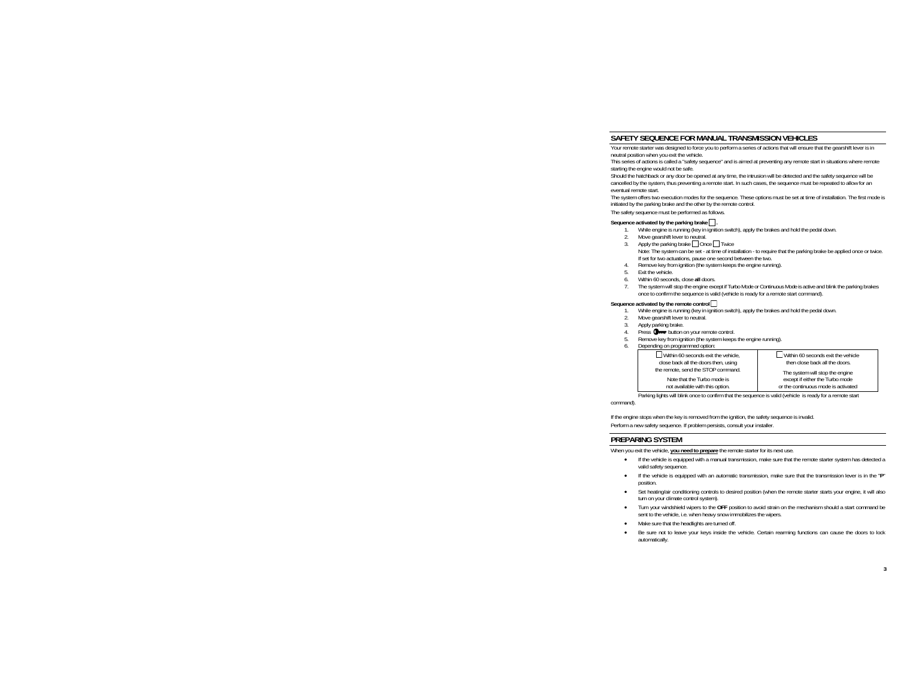## SAFETY SEQUENCE FOR MANUAL TRANSMISSION VEHICLES

Your remote starter was designed to force you to perform a series of actions that will ensure that the gearshift lever is in neutral position when you exit the vehicle.

This series of actions is called a "safety sequence" and is aimed at preventing any remote start in situations where remote starting the engine would not be safe.

Should the hatchback or any door be opened at any time, the intrusion will be detected and the safety sequence will be cancelled by the system, thus preventing a remote start. In such cases, the sequence must be repeated to allow for an eventual remote start.

The system offers two execution modes for the sequence. These options must be set at time of installation. The first mode is initiated by the parking brake and the other by the remote control.

The safety sequence must be performed as follows.

**Sequence activated by the parking brake ☐ .**

1. While engine is running (key in ignition switch), apply the brakes and hold the pedal down.
2. Move gearshift lever to neutral.
3. Apply the parking brake ☐ Once ☐ Twice
   Note: The system can be set - at time of installation - to require that the parking brake be applied once or twice. If set for two actuations, pause one second between the two.
4. Remove key from ignition (the system keeps the engine running).
5. Exit the vehicle.
6. Within 60 seconds, close **all** doors.
7. The system will stop the engine except if Turbo Mode or Continuous Mode is active and blink the parking brakes once to confirm the sequence is valid (vehicle is ready for a remote start command).

**Sequence activated by the remote control ☐**

1. While engine is running (key in ignition switch), apply the brakes and hold the pedal down.
2. Move gearshift lever to neutral.
3. Apply parking brake.
4. Press 🔑 button on your remote control.
5. Remove key from ignition (the system keeps the engine running).
6. Depending on programmed option:

| ☐ Within 60 seconds exit the vehicle, close back all the doors then, using the remote, send the STOP command. Note that the Turbo mode is not available with this option. | ☐ Within 60 seconds exit the vehicle then close back all the doors. The system will stop the engine except if either the Turbo mode or the continuous mode is activated |
|---|---|

Parking lights will blink once to confirm that the sequence is valid (vehicle is ready for a remote start command).

If the engine stops when the key is removed from the ignition, the safety sequence is invalid.
Perform a new safety sequence. If problem persists, consult your installer.

## PREPARING SYSTEM

When you exit the vehicle, **you need to prepare** the remote starter for its next use.

- If the vehicle is equipped with a manual transmission, make sure that the remote starter system has detected a valid safety sequence.
- If the vehicle is equipped with an automatic transmission, make sure that the transmission lever is in the "**P**" position.
- Set heating/air conditioning controls to desired position (when the remote starter starts your engine, it will also turn on your climate control system).
- Turn your windshield wipers to the **OFF** position to avoid strain on the mechanism should a start command be sent to the vehicle, i.e. when heavy snow immobilizes the wipers.
- Make sure that the headlights are turned off.
- Be sure not to leave your keys inside the vehicle. Certain rearming functions can cause the doors to lock automatically.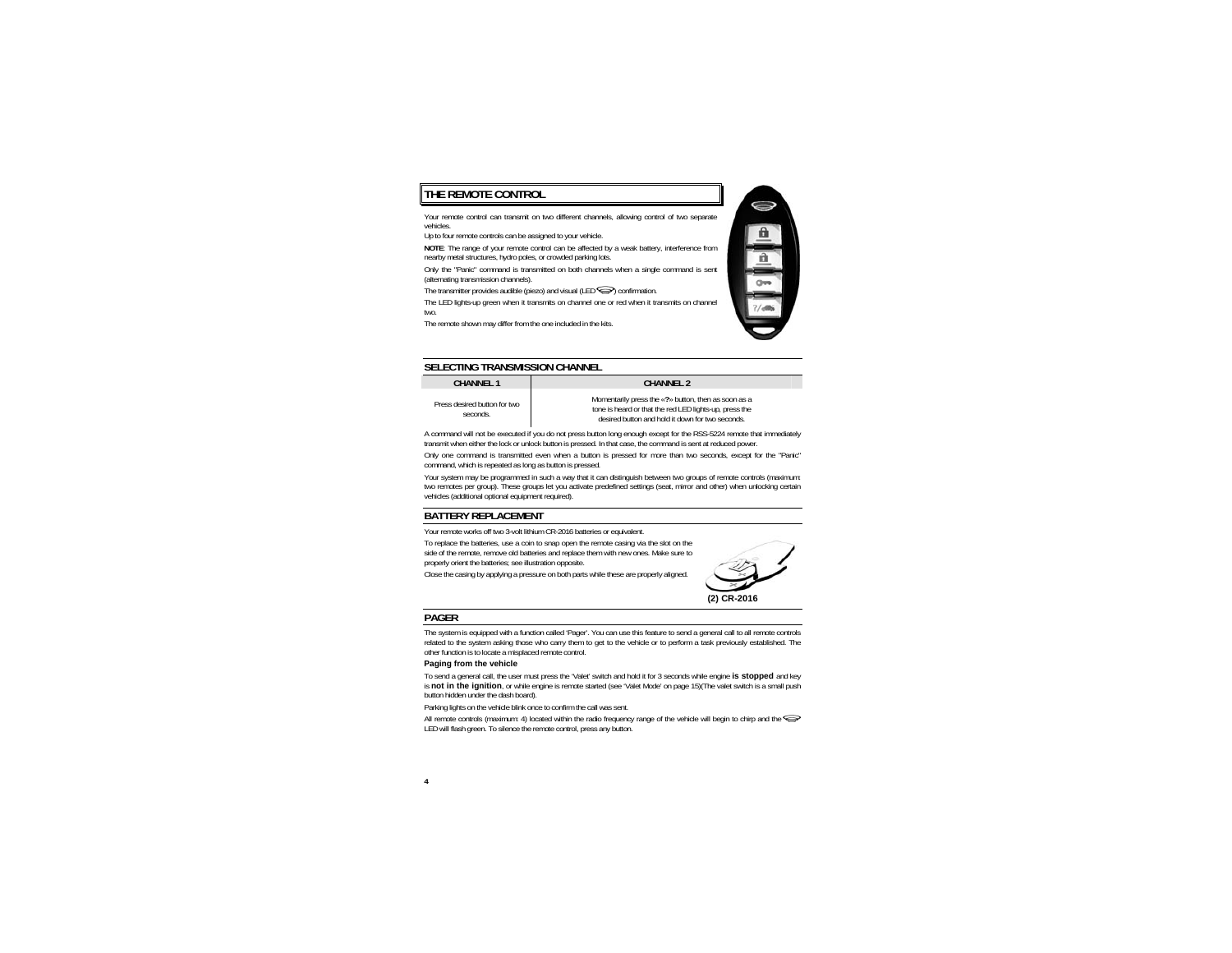## THE REMOTE CONTROL

Your remote control can transmit on two different channels, allowing control of two separate vehicles.

Up to four remote controls can be assigned to your vehicle.

**NOTE**: The range of your remote control can be affected by a weak battery, interference from nearby metal structures, hydro poles, or crowded parking lots.

Only the "Panic" command is transmitted on both channels when a single command is sent (alternating transmission channels).

The transmitter provides audible (piezo) and visual (LED ) confirmation.

The LED lights-up green when it transmits on channel one or red when it transmits on channel two.

The remote shown may differ from the one included in the kits.

## SELECTING TRANSMISSION CHANNEL

| CHANNEL 1 | CHANNEL 2 |
|---|---|
| Press desired button for two seconds. | Momentarily press the «?» button, then as soon as a tone is heard or that the red LED lights-up, press the desired button and hold it down for two seconds. |

A command will not be executed if you do not press button long enough except for the RSS-5224 remote that immediately transmit when either the lock or unlock button is pressed. In that case, the command is sent at reduced power.

Only one command is transmitted even when a button is pressed for more than two seconds, except for the "Panic" command, which is repeated as long as button is pressed.

Your system may be programmed in such a way that it can distinguish between two groups of remote controls (maximum: two remotes per group). These groups let you activate predefined settings (seat, mirror and other) when unlocking certain vehicles (additional optional equipment required).

## BATTERY REPLACEMENT

Your remote works off two 3-volt lithium CR-2016 batteries or equivalent.

To replace the batteries, use a coin to snap open the remote casing via the slot on the side of the remote, remove old batteries and replace them with new ones. Make sure to properly orient the batteries; see illustration opposite.

Close the casing by applying a pressure on both parts while these are properly aligned.

**(2) CR-2016**

## PAGER

The system is equipped with a function called 'Pager'. You can use this feature to send a general call to all remote controls related to the system asking those who carry them to get to the vehicle or to perform a task previously established. The other function is to locate a misplaced remote control.

### Paging from the vehicle

To send a general call, the user must press the 'Valet' switch and hold it for 3 seconds while engine **is stopped** and key is **not in the ignition**, or while engine is remote started (see 'Valet Mode' on page 15)(The valet switch is a small push button hidden under the dash board).

Parking lights on the vehicle blink once to confirm the call was sent.

All remote controls (maximum: 4) located within the radio frequency range of the vehicle will begin to chirp and the LED will flash green. To silence the remote control, press any button.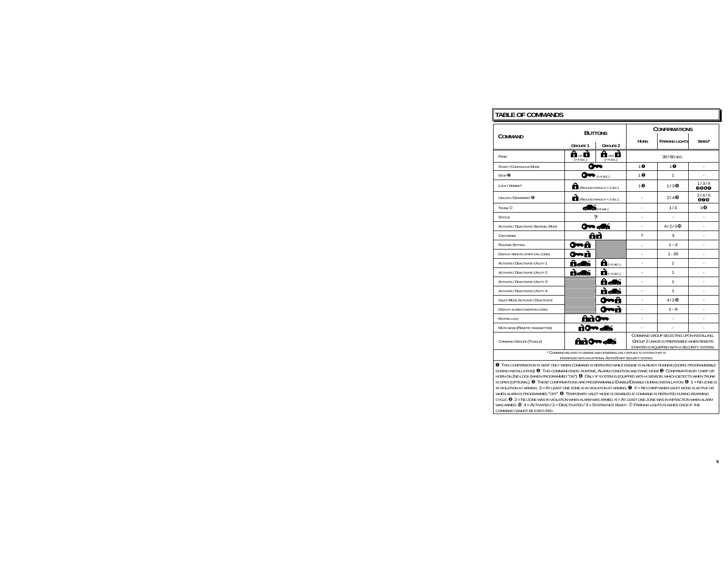## TABLE OF COMMANDS

| COMMAND | BUTTONS | | CONFIRMATIONS | | |
|---|---|---|---|---|---|
| | GROUPE 1 | GROUPE 2 | HORN | PARKING LIGHTS | SIREN* |
| PANIC | 🔒 OR 🔓 (> 4 SEC.) | 🔒 AND 🔓 (> 4 SEC.) | 30 / 60 SEC. | | |
| START / CONTINUOUS MODE | 🔑 | | 1 ❶ | 1 ❶ | - |
| STOP ❷ | 🔑 (> 4 SEC.) | | 1 ❶ | 1 | - |
| LOCK / ARMING* | 🔒 (REDUCED RANGE IF < 2 SEC.) | | 1 ❸ | 1 / 3 ❻ | 1 / 3 / X ❸❺❻❼ |
| UNLOCK / DISARMING* ❽ | 🔓 (REDUCED RANGE IF < 2 SEC.) | | - | 2 / 4 ❾ | 2 / 4 / X ❺❼❾ |
| TRUNK ① | 🚗 (> 4 SEC.) | | - | 1 / 3 | 3 ❹ |
| STATUS | ? | | - | - | - |
| ACTIVATE / DEACTIVATE SENTINEL MODE | 🔑 🚗 | | - | 4 / 2 / 3 ❿ | - |
| CAR FINDER | 🔒🔓 | | 7 | 3 | - |
| RUNTIME SETTING | 🔑🔒 | | - | 1 – 4 | - |
| DISPLAY REMOTE START FAIL CODES | 🔑🔓 | | - | 1 - 20 | - |
| ACTIVATE / DEACTIVATE UTILITY 1 | 🔒🚗 | 🔒 (> 4 SEC.) | - | 1 | - |
| ACTIVATE / DEACTIVATE UTILITY 2 | 🔓🚗 | 🔓 (> 4 SEC.) | - | 1 | - |
| ACTIVATE / DEACTIVATE UTILITY 3 | | 🔒🚗 | - | 1 | - |
| ACTIVATE / DEACTIVATE UTILITY 4 | | 🔓🚗 | - | 1 | - |
| VALET MODE ACTIVATE / DEACTIVATE | | 🔑🔒 | - | 4 / 2 ❿ | - |
| DISPLAY ALARM CONDITION CODES | | 🔑🔓 | - | 1 – 8 | - |
| KEYPAD LOCK | 🔒🔓🔑 | | - | - | - |
| MUTE MODE (REMOTE TRANSMITTER) | 🔓🔑🚗 | | - | - | - |
| COMMAND GROUPE (TOGGLE) | 🔒🔓🔑🚗 | | COMMAND GROUP SELECTING UPON INSTALLING. GROUP 2 USAGE IS PREFERABLE WHEN REMOTE STARTER IS EQUIPPED WITH A SECURITY SYSTEM. | | |

\* COMMAND RELATED TO ARMING AND DISARMING ONLY APPLIES TO SYSTEM THAT IS INTERFACED WITH AN OPTIONAL ASTROSTART SECURITY SYSTEM.

❶ THIS CONFIRMATION IS SENT ONLY WHEN COMMAND IS REPEATED WHILE ENGINE IS ALREADY RUNNING (HORN: PROGRAMMABLE DURING INSTALLATION). ❷ THIS COMMAND ENDS: RUNTIME, ALARM CONDITION AND PANIC MODE ❸ CONFIRMATION BY CHIRP OR HORN ON 2ND LOCK (WHEN PROGRAMMED "ON"). ❹ ONLY IF SYSTEM IS EQUIPPED WITH A SENSOR, WHICH DETECTS WHEN TRUNK IS OPEN (OPTIONAL). ❺ THESE CONFIRMATIONS ARE PROGRAMMABLE ENABLE/DISABLE DURING INSTALLATION. ❻ 1 = NO ZONE IS IN VIOLATION AT ARMING. 3 = AT LEAST ONE ZONE IS IN VIOLATION AT ARMING. ❼ X = NO CHIRP WHEN VALET MODE IS ACTIVE OR WHEN ALARM IS PROGRAMMED "OFF". ❽ TEMPORARY VALET MODE IS DISABLED IF COMMAND IS REPEATED DURING REARMING CYCLE. ❾ 2 = NO ZONE WAS IN VIOLATION WHEN ALARM WAS ARMED. 4 = AT LEAST ONE ZONE WAS IN INFRACTION WHEN ALARM WAS ARMED. ❿ 4 = ACTIVATED / 2 = DEACTIVATED / 3 = SYSTEM NOT READY. ① PARKING LIGHTS FLASHES ONCE IF THE COMMAND CANNOT BE EXECUTED.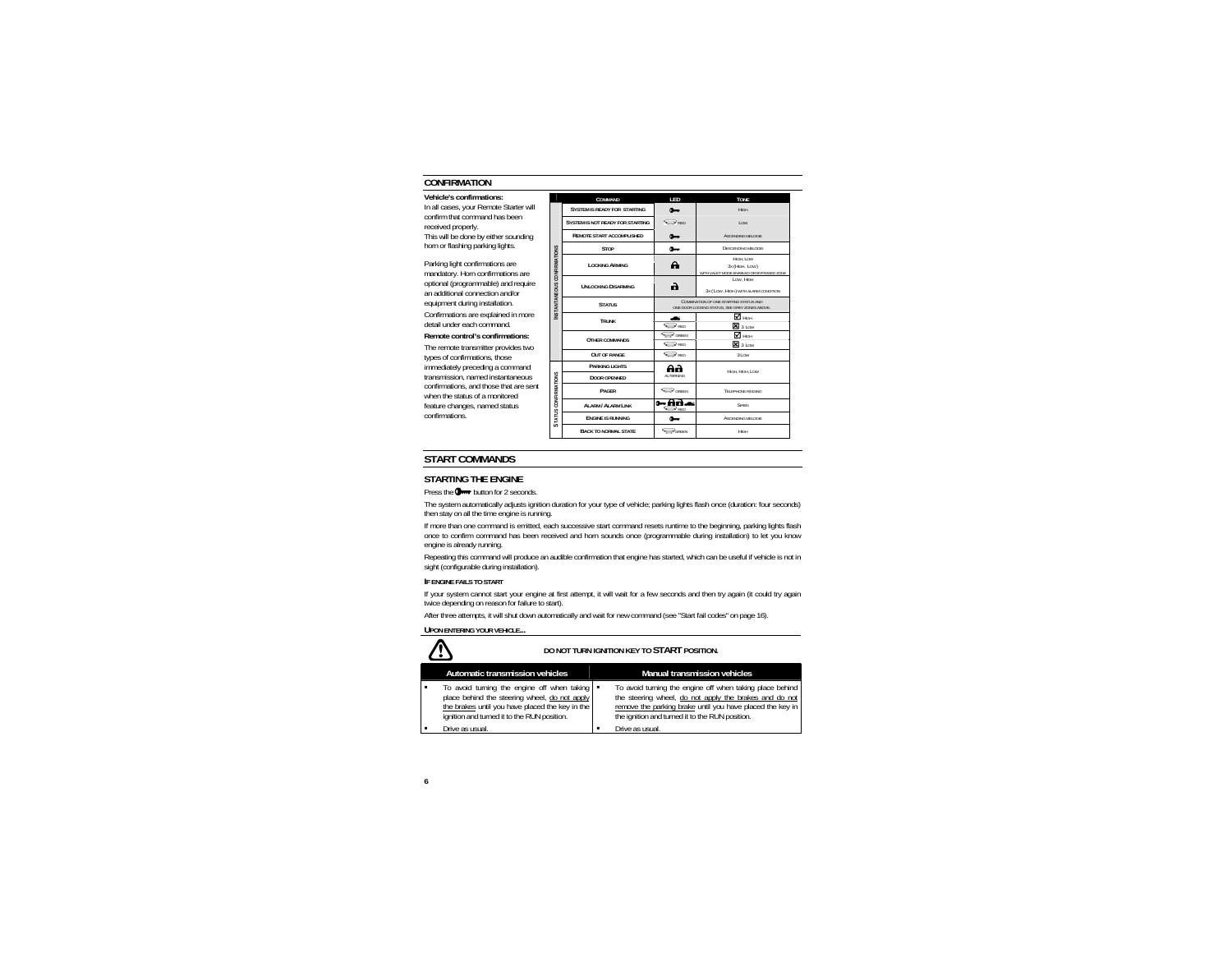## CONFIRMATION

**Vehicle's confirmations:**

In all cases, your Remote Starter will confirm that command has been received properly.

This will be done by either sounding horn or flashing parking lights.

Parking light confirmations are mandatory. Horn confirmations are optional (programmable) and require an additional connection and/or equipment during installation.

Confirmations are explained in more detail under each command.

**Remote control's confirmations:**

The remote transmitter provides two types of confirmations, those immediately preceding a command transmission, named instantaneous confirmations, and those that are sent when the status of a monitored feature changes, named status confirmations.

| | Command | LED | Tone |
|---|---|---|---|
| Instantaneous confirmations | System is ready for starting | (key) | High |
| | System is not ready for starting | Red | Low |
| | Remote start accomplished | (key) | Ascending melodie |
| | Stop | (key) | Descending melodie |
| | Locking Arming | (locked) | High, Low<br>3x (High, Low)<br>with valet mode enabled or bypassed zone |
| | Unlocking Disarming | (unlocked) | Low, High<br>3x (Low, High) with alarm condition |
| | Status | Combination of one starting status and one door locking status, see grey zones above. | |
| | Trunk | (trunk) | ☑ High |
| | | Red | ☒ 3 Low |
| | Other commands | Green | ☑ High |
| | | Red | ☒ 3 Low |
| | Out of range | Red | 3 Low |
| Status confirmations | Parking lights | (locked/unlocked) Alterning | High, High, Low |
| | Door openned | | |
| | Pager | Green | Telephone ringing |
| | Alarm / Alarm Link | (key, locked, unlocked, trunk) Red | Siren |
| | Engine is running | (key) | Ascending melodie |
| | Back to normal state | Green | High |

## START COMMANDS

### STARTING THE ENGINE

Press the (key) button for 2 seconds.

The system automatically adjusts ignition duration for your type of vehicle; parking lights flash once (duration: four seconds) then stay on all the time engine is running.

If more than one command is emitted, each successive start command resets runtime to the beginning, parking lights flash once to confirm command has been received and horn sounds once (programmable during installation) to let you know engine is already running.

Repeating this command will produce an audible confirmation that engine has started, which can be useful if vehicle is not in sight (configurable during installation).

#### If engine fails to start

If your system cannot start your engine at first attempt, it will wait for a few seconds and then try again (it could try again twice depending on reason for failure to start).

After three attempts, it will shut down automatically and wait for new command (see "Start fail codes" on page 16).

#### Upon entering your vehicle...

**DO NOT TURN IGNITION KEY TO START POSITION.**

| Automatic transmission vehicles | Manual transmission vehicles |
|---|---|
| ▪ To avoid turning the engine off when taking place behind the steering wheel, do not apply the brakes until you have placed the key in the ignition and turned it to the RUN position. | ▪ To avoid turning the engine off when taking place behind the steering wheel, do not apply the brakes and do not remove the parking brake until you have placed the key in the ignition and turned it to the RUN position. |
| ▪ Drive as usual. | ▪ Drive as usual. |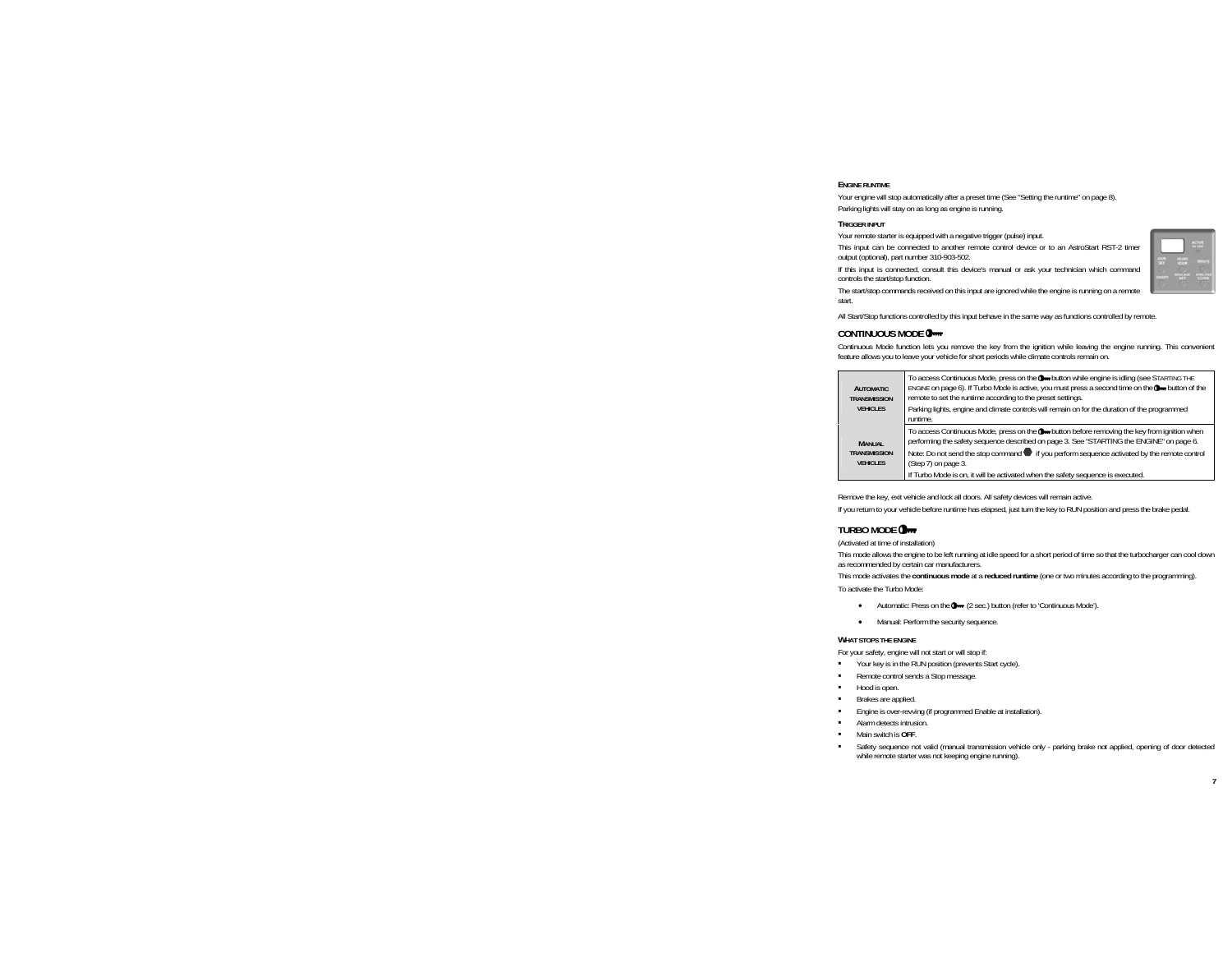### ENGINE RUNTIME

Your engine will stop automatically after a preset time (See "Setting the runtime" on page 8).

Parking lights will stay on as long as engine is running.

### TRIGGER INPUT

Your remote starter is equipped with a negative trigger (pulse) input.

This input can be connected to another remote control device or to an AstroStart RST-2 timer output (optional), part number 310-903-502.

If this input is connected, consult this device's manual or ask your technician which command controls the start/stop function.

The start/stop commands received on this input are ignored while the engine is running on a remote start.

All Start/Stop functions controlled by this input behave in the same way as functions controlled by remote.

## CONTINUOUS MODE

Continuous Mode function lets you remove the key from the ignition while leaving the engine running. This convenient feature allows you to leave your vehicle for short periods while climate controls remain on.

| | |
|---|---|
| AUTOMATIC TRANSMISSION VEHICLES | To access Continuous Mode, press on the button while engine is idling (see STARTING THE ENGINE on page 6). If Turbo Mode is active, you must press a second time on the button of the remote to set the runtime according to the preset settings.<br>Parking lights, engine and climate controls will remain on for the duration of the programmed runtime. |
| MANUAL TRANSMISSION VEHICLES | To access Continuous Mode, press on the button before removing the key from ignition when performing the safety sequence described on page 3. See "STARTING the ENGINE" on page 6.<br>Note: Do not send the stop command if you perform sequence activated by the remote control (Step 7) on page 3.<br>If Turbo Mode is on, it will be activated when the safety sequence is executed. |

Remove the key, exit vehicle and lock all doors. All safety devices will remain active.

If you return to your vehicle before runtime has elapsed, just turn the key to RUN position and press the brake pedal.

## TURBO MODE

(Activated at time of installation)

This mode allows the engine to be left running at idle speed for a short period of time so that the turbocharger can cool down as recommended by certain car manufacturers.

This mode activates the **continuous mode** at a **reduced runtime** (one or two minutes according to the programming).

To activate the Turbo Mode:

- Automatic: Press on the (2 sec.) button (refer to 'Continuous Mode').
- Manual: Perform the security sequence.

### WHAT STOPS THE ENGINE

For your safety, engine will not start or will stop if:

- Your key is in the RUN position (prevents Start cycle).
- Remote control sends a Stop message.
- Hood is open.
- Brakes are applied.
- Engine is over-revving (if programmed Enable at installation).
- Alarm detects intrusion.
- Main switch is **OFF**.
- Safety sequence not valid (manual transmission vehicle only - parking brake not applied, opening of door detected while remote starter was not keeping engine running).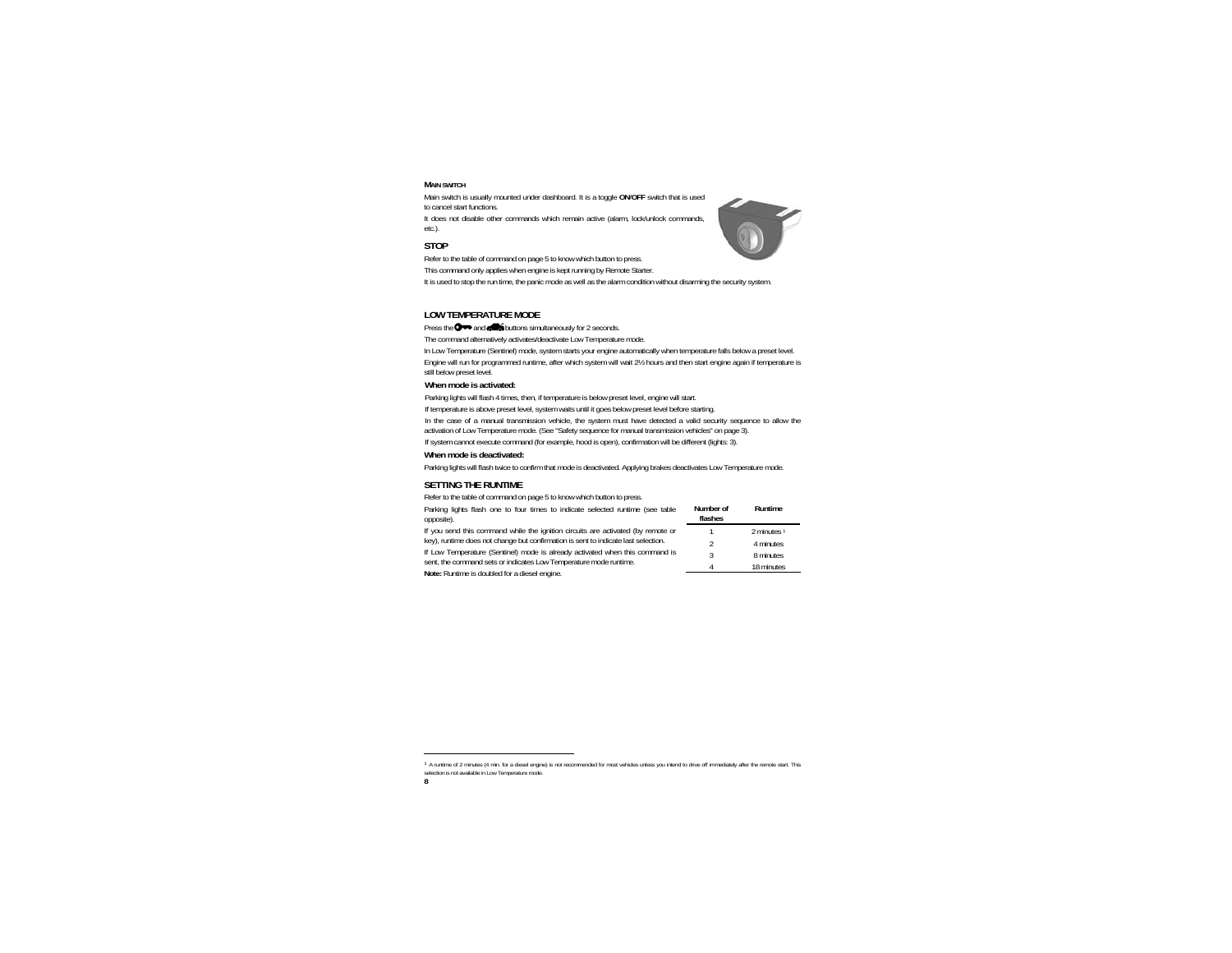#### MAIN SWITCH

Main switch is usually mounted under dashboard. It is a toggle **ON/OFF** switch that is used to cancel start functions.

It does not disable other commands which remain active (alarm, lock/unlock commands, etc.).

### STOP

Refer to the table of command on page 5 to know which button to press.

This command only applies when engine is kept running by Remote Starter.

It is used to stop the run time, the panic mode as well as the alarm condition without disarming the security system.

### LOW TEMPERATURE MODE

Press the [key] and [car] buttons simultaneously for 2 seconds.

The command alternatively activates/deactivate Low Temperature mode.

In Low Temperature (Sentinel) mode, system starts your engine automatically when temperature falls below a preset level.

Engine will run for programmed runtime, after which system will wait 2½ hours and then start engine again if temperature is still below preset level.

#### When mode is activated:

Parking lights will flash 4 times, then, if temperature is below preset level, engine will start.

If temperature is above preset level, system waits until it goes below preset level before starting.

In the case of a manual transmission vehicle, the system must have detected a valid security sequence to allow the activation of Low Temperature mode. (See "Safety sequence for manual transmission vehicles" on page 3).

If system cannot execute command (for example, hood is open), confirmation will be different (lights: 3).

#### When mode is deactivated:

Parking lights will flash twice to confirm that mode is deactivated. Applying brakes deactivates Low Temperature mode.

### SETTING THE RUNTIME

Refer to the table of command on page 5 to know which button to press.

Parking lights flash one to four times to indicate selected runtime (see table opposite).

If you send this command while the ignition circuits are activated (by remote or key), runtime does not change but confirmation is sent to indicate last selection.

If Low Temperature (Sentinel) mode is already activated when this command is sent, the command sets or indicates Low Temperature mode runtime.

**Note:** Runtime is doubled for a diesel engine.

| Number of flashes | Runtime |
|---|---|
| 1 | 2 minutes [1] |
| 2 | 4 minutes |
| 3 | 8 minutes |
| 4 | 18 minutes |

[1] A runtime of 2 minutes (4 min. for a diesel engine) is not recommended for most vehicles unless you intend to drive off immediately after the remote start. This selection is not available in Low Temperature mode.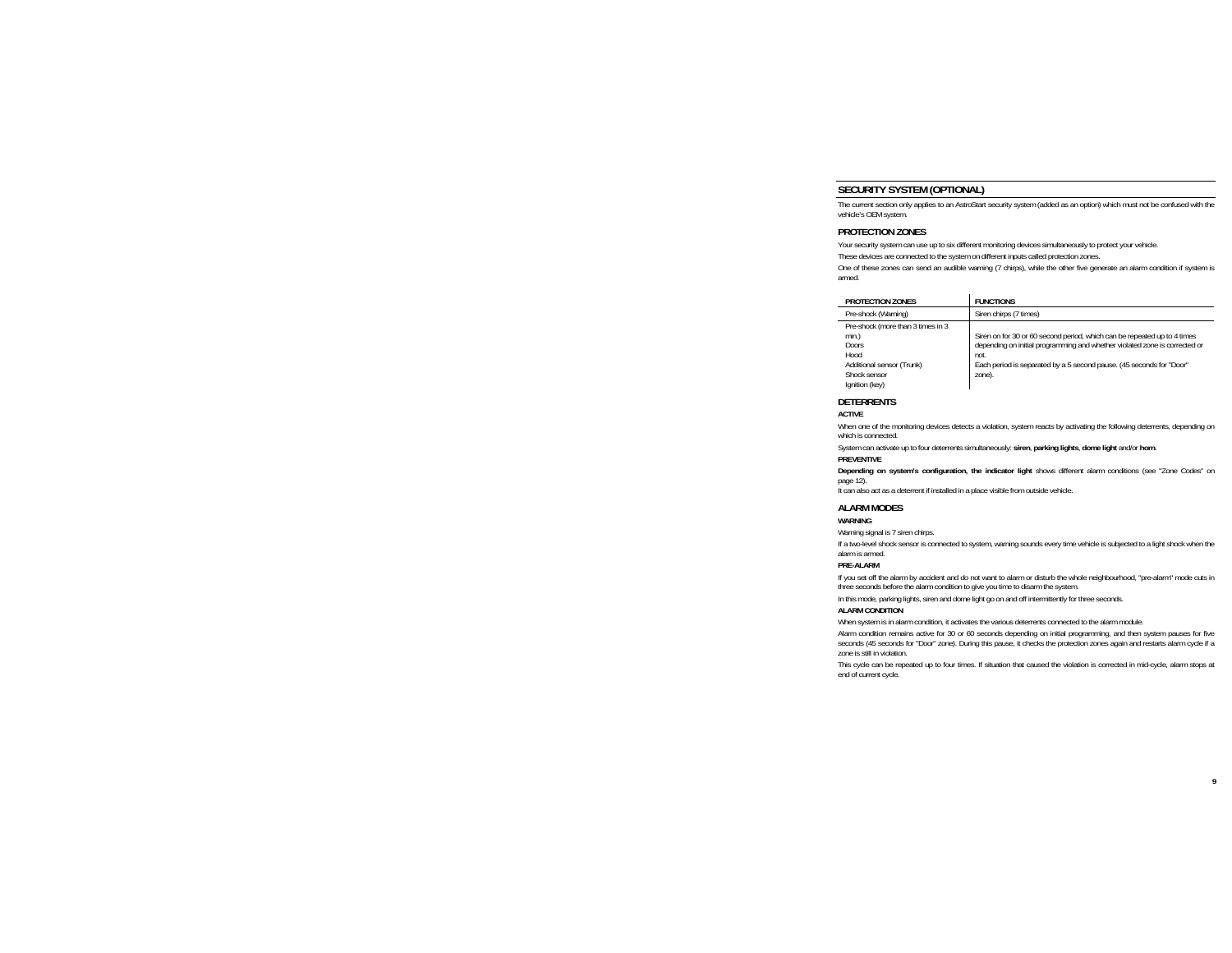## SECURITY SYSTEM (OPTIONAL)

The current section only applies to an AstroStart security system (added as an option) which must not be confused with the vehicle's OEM system.

## PROTECTION ZONES

Your security system can use up to six different monitoring devices simultaneously to protect your vehicle.

These devices are connected to the system on different inputs called protection zones.

One of these zones can send an audible warning (7 chirps), while the other five generate an alarm condition if system is armed.

| PROTECTION ZONES | FUNCTIONS |
|---|---|
| Pre-shock (Warning) | Siren chirps (7 times) |
| Pre-shock (more than 3 times in 3 min.)<br>Doors<br>Hood<br>Additional sensor (Trunk)<br>Shock sensor<br>Ignition (key) | Siren on for 30 or 60 second period, which can be repeated up to 4 times depending on initial programming and whether violated zone is corrected or not.<br>Each period is separated by a 5 second pause. (45 seconds for "Door" zone). |

## DETERRENTS

### ACTIVE

When one of the monitoring devices detects a violation, system reacts by activating the following deterrents, depending on which is connected.

System can activate up to four deterrents simultaneously: **siren**, **parking lights**, **dome light** and/or **horn**.

### PREVENTIVE

**Depending on system's configuration, the indicator light** shows different alarm conditions (see "Zone Codes" on page 12).

It can also act as a deterrent if installed in a place visible from outside vehicle.

## ALARM MODES

### WARNING

Warning signal is 7 siren chirps.

If a two-level shock sensor is connected to system, warning sounds every time vehicle is subjected to a light shock when the alarm is armed.

### PRE-ALARM

If you set off the alarm by accident and do not want to alarm or disturb the whole neighbourhood, "pre-alarm" mode cuts in three seconds before the alarm condition to give you time to disarm the system.

In this mode, parking lights, siren and dome light go on and off intermittently for three seconds.

### ALARM CONDITION

When system is in alarm condition, it activates the various deterrents connected to the alarm module.

Alarm condition remains active for 30 or 60 seconds depending on initial programming, and then system pauses for five seconds (45 seconds for "Door" zone). During this pause, it checks the protection zones again and restarts alarm cycle if a zone is still in violation.

This cycle can be repeated up to four times. If situation that caused the violation is corrected in mid-cycle, alarm stops at end of current cycle.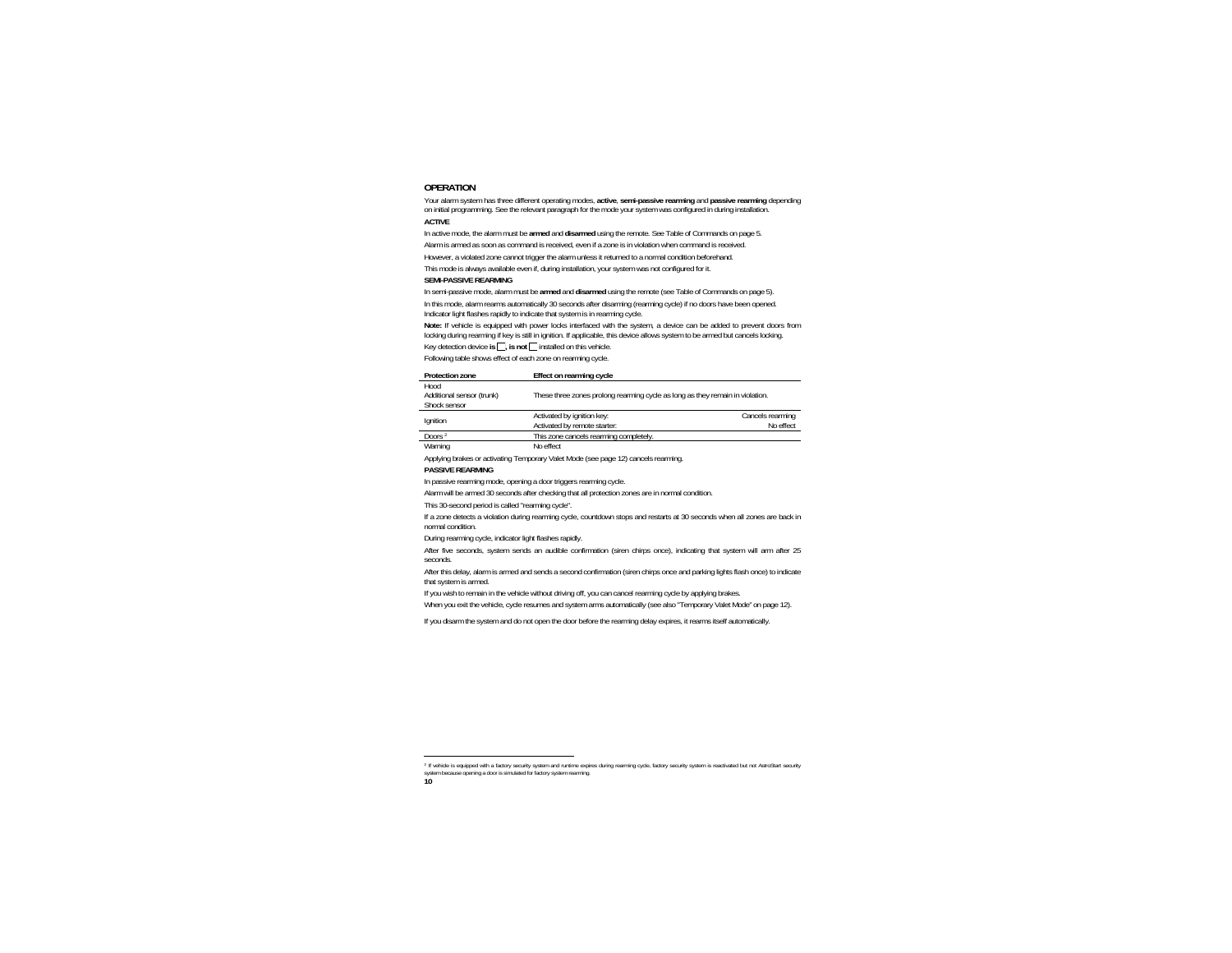## OPERATION

Your alarm system has three different operating modes, **active**, **semi-passive rearming** and **passive rearming** depending on initial programming. See the relevant paragraph for the mode your system was configured in during installation.

### ACTIVE

In active mode, the alarm must be **armed** and **disarmed** using the remote. See Table of Commands on page 5.

Alarm is armed as soon as command is received, even if a zone is in violation when command is received.

However, a violated zone cannot trigger the alarm unless it returned to a normal condition beforehand.

This mode is always available even if, during installation, your system was not configured for it.

### SEMI-PASSIVE REARMING

In semi-passive mode, alarm must be **armed** and **disarmed** using the remote (see Table of Commands on page 5).

In this mode, alarm rearms automatically 30 seconds after disarming (rearming cycle) if no doors have been opened. Indicator light flashes rapidly to indicate that system is in rearming cycle.

**Note:** If vehicle is equipped with power locks interfaced with the system, a device can be added to prevent doors from locking during rearming if key is still in ignition. If applicable, this device allows system to be armed but cancels locking.

Key detection device **is** ☐**, is not** ☐ installed on this vehicle.

Following table shows effect of each zone on rearming cycle.

| Protection zone | Effect on rearming cycle | |
|---|---|---|
| Hood<br>Additional sensor (trunk)<br>Shock sensor | These three zones prolong rearming cycle as long as they remain in violation. | |
| Ignition | Activated by ignition key:<br>Activated by remote starter: | Cancels rearming<br>No effect |
| Doors [2] | This zone cancels rearming completely. | |
| Warning | No effect | |

Applying brakes or activating Temporary Valet Mode (see page 12) cancels rearming.

### PASSIVE REARMING

In passive rearming mode, opening a door triggers rearming cycle.

Alarm will be armed 30 seconds after checking that all protection zones are in normal condition.

This 30-second period is called "rearming cycle".

If a zone detects a violation during rearming cycle, countdown stops and restarts at 30 seconds when all zones are back in normal condition.

During rearming cycle, indicator light flashes rapidly.

After five seconds, system sends an audible confirmation (siren chirps once), indicating that system will arm after 25 seconds.

After this delay, alarm is armed and sends a second confirmation (siren chirps once and parking lights flash once) to indicate that system is armed.

If you wish to remain in the vehicle without driving off, you can cancel rearming cycle by applying brakes.

When you exit the vehicle, cycle resumes and system arms automatically (see also "Temporary Valet Mode" on page 12).

If you disarm the system and do not open the door before the rearming delay expires, it rearms itself automatically.

---

[2] If vehicle is equipped with a factory security system and runtime expires during rearming cycle, factory security system is reactivated but not AstroStart security system because opening a door is simulated for factory system rearming.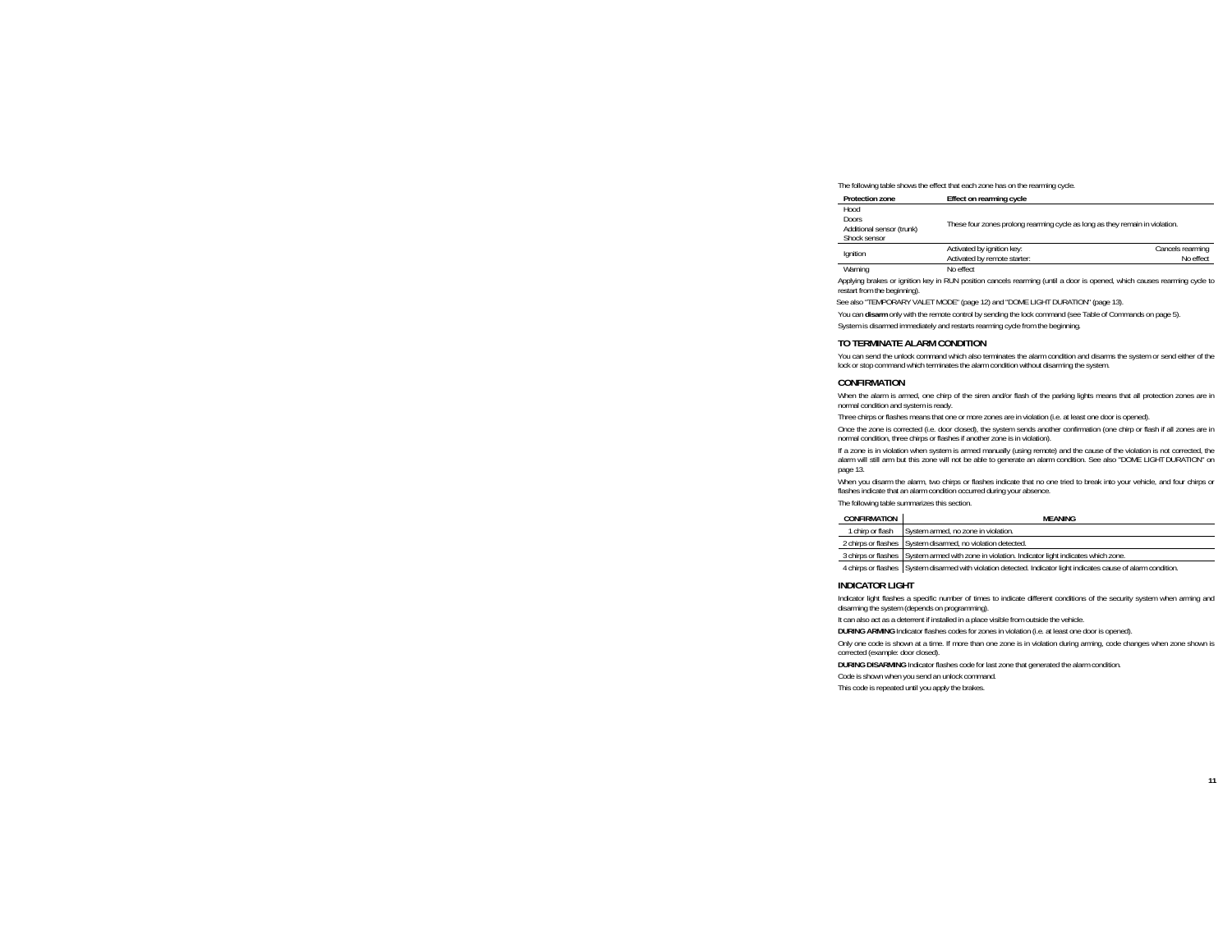The following table shows the effect that each zone has on the rearming cycle.

| Protection zone | Effect on rearming cycle | |
|---|---|---|
| Hood<br>Doors<br>Additional sensor (trunk)<br>Shock sensor | These four zones prolong rearming cycle as long as they remain in violation. | |
| Ignition | Activated by ignition key: | Cancels rearming |
| | Activated by remote starter: | No effect |
| Warning | No effect | |

Applying brakes or ignition key in RUN position cancels rearming (until a door is opened, which causes rearming cycle to restart from the beginning).

See also "TEMPORARY VALET MODE" (page 12) and "DOME LIGHT DURATION" (page 13).

You can **disarm** only with the remote control by sending the lock command (see Table of Commands on page 5).

System is disarmed immediately and restarts rearming cycle from the beginning.

## TO TERMINATE ALARM CONDITION

You can send the unlock command which also terminates the alarm condition and disarms the system or send either of the lock or stop command which terminates the alarm condition without disarming the system.

## CONFIRMATION

When the alarm is armed, one chirp of the siren and/or flash of the parking lights means that all protection zones are in normal condition and system is ready.

Three chirps or flashes means that one or more zones are in violation (i.e. at least one door is opened).

Once the zone is corrected (i.e. door closed), the system sends another confirmation (one chirp or flash if all zones are in normal condition, three chirps or flashes if another zone is in violation).

If a zone is in violation when system is armed manually (using remote) and the cause of the violation is not corrected, the alarm will still arm but this zone will not be able to generate an alarm condition. See also "DOME LIGHT DURATION" on page 13.

When you disarm the alarm, two chirps or flashes indicate that no one tried to break into your vehicle, and four chirps or flashes indicate that an alarm condition occurred during your absence.

The following table summarizes this section.

| CONFIRMATION | MEANING |
|---|---|
| 1 chirp or flash | System armed, no zone in violation. |
| 2 chirps or flashes | System disarmed, no violation detected. |
| 3 chirps or flashes | System armed with zone in violation. Indicator light indicates which zone. |
| 4 chirps or flashes | System disarmed with violation detected. Indicator light indicates cause of alarm condition. |

## INDICATOR LIGHT

Indicator light flashes a specific number of times to indicate different conditions of the security system when arming and disarming the system (depends on programming).

It can also act as a deterrent if installed in a place visible from outside the vehicle.

**DURING ARMING** Indicator flashes codes for zones in violation (i.e. at least one door is opened).

Only one code is shown at a time. If more than one zone is in violation during arming, code changes when zone shown is corrected (example: door closed).

**DURING DISARMING** Indicator flashes code for last zone that generated the alarm condition.

Code is shown when you send an unlock command.

This code is repeated until you apply the brakes.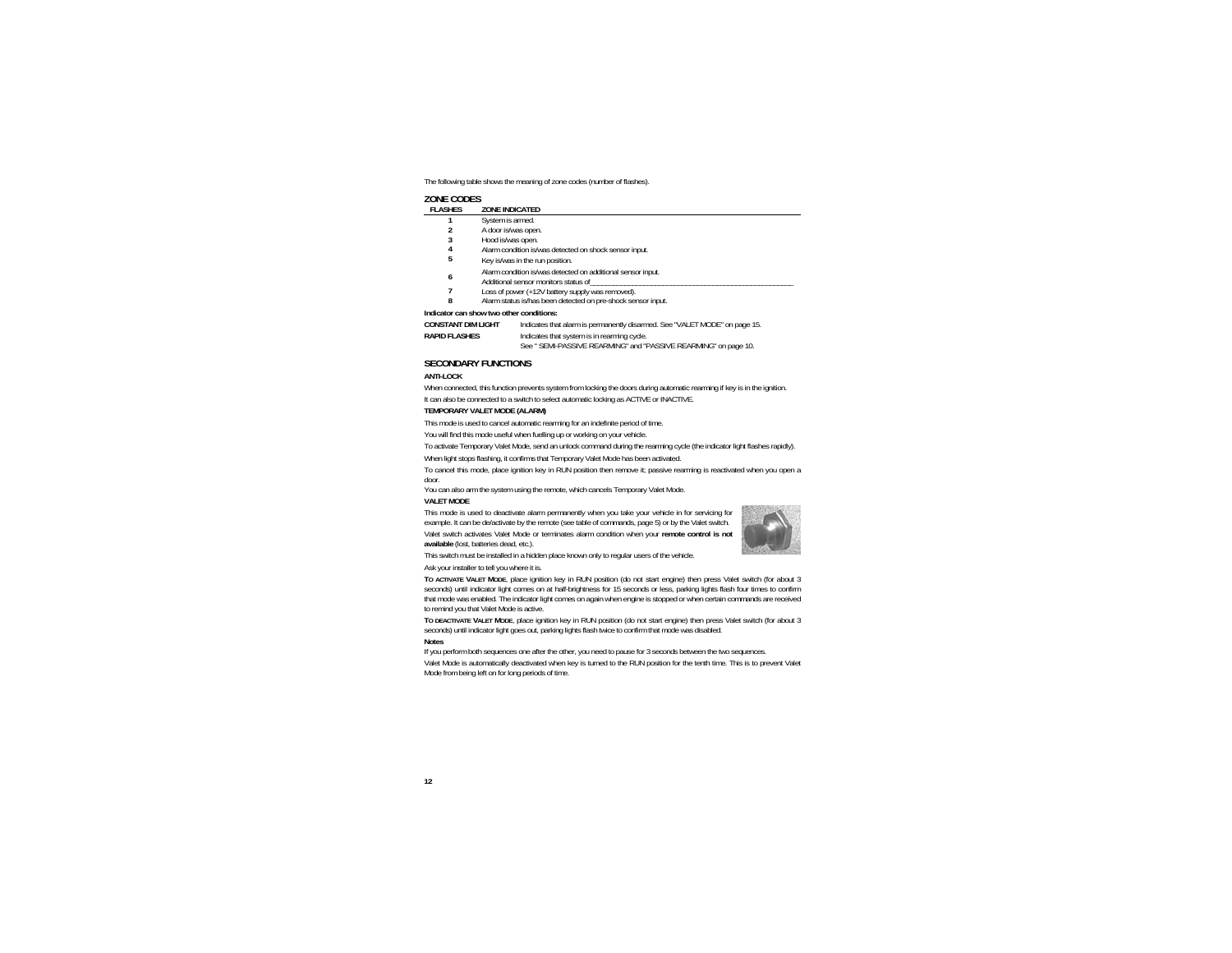The following table shows the meaning of zone codes (number of flashes).

## ZONE CODES

| FLASHES | ZONE INDICATED |
|---|---|
| 1 | System is armed. |
| 2 | A door is/was open. |
| 3 | Hood is/was open. |
| 4 | Alarm condition is/was detected on shock sensor input. |
| 5 | Key is/was in the run position. |
| 6 | Alarm condition is/was detected on additional sensor input. Additional sensor monitors status of_______________________________________________ |
| 7 | Loss of power (+12V battery supply was removed). |
| 8 | Alarm status is/has been detected on pre-shock sensor input. |

**Indicator can show two other conditions:**

**CONSTANT DIM LIGHT** Indicates that alarm is permanently disarmed. See "VALET MODE" on page 15.

**RAPID FLASHES** Indicates that system is in rearming cycle.
See " SEMI-PASSIVE REARMING" and "PASSIVE REARMING" on page 10.

## SECONDARY FUNCTIONS

### ANTI-LOCK

When connected, this function prevents system from locking the doors during automatic rearming if key is in the ignition.

It can also be connected to a switch to select automatic locking as ACTIVE or INACTIVE.

### TEMPORARY VALET MODE (ALARM)

This mode is used to cancel automatic rearming for an indefinite period of time.

You will find this mode useful when fuelling up or working on your vehicle.

To activate Temporary Valet Mode, send an unlock command during the rearming cycle (the indicator light flashes rapidly).

When light stops flashing, it confirms that Temporary Valet Mode has been activated.

To cancel this mode, place ignition key in RUN position then remove it; passive rearming is reactivated when you open a door.

You can also arm the system using the remote, which cancels Temporary Valet Mode.

### VALET MODE

This mode is used to deactivate alarm permanently when you take your vehicle in for servicing for example. It can be de/activate by the remote (see table of commands, page 5) or by the Valet switch.

Valet switch activates Valet Mode or terminates alarm condition when your **remote control is not available** (lost, batteries dead, etc.).

This switch must be installed in a hidden place known only to regular users of the vehicle.

Ask your installer to tell you where it is.

**TO ACTIVATE VALET MODE**, place ignition key in RUN position (do not start engine) then press Valet switch (for about 3 seconds) until indicator light comes on at half-brightness for 15 seconds or less, parking lights flash four times to confirm that mode was enabled. The indicator light comes on again when engine is stopped or when certain commands are received to remind you that Valet Mode is active.

**TO DEACTIVATE VALET MODE**, place ignition key in RUN position (do not start engine) then press Valet switch (for about 3 seconds) until indicator light goes out, parking lights flash twice to confirm that mode was disabled.

**Notes**

If you perform both sequences one after the other, you need to pause for 3 seconds between the two sequences.

Valet Mode is automatically deactivated when key is turned to the RUN position for the tenth time. This is to prevent Valet Mode from being left on for long periods of time.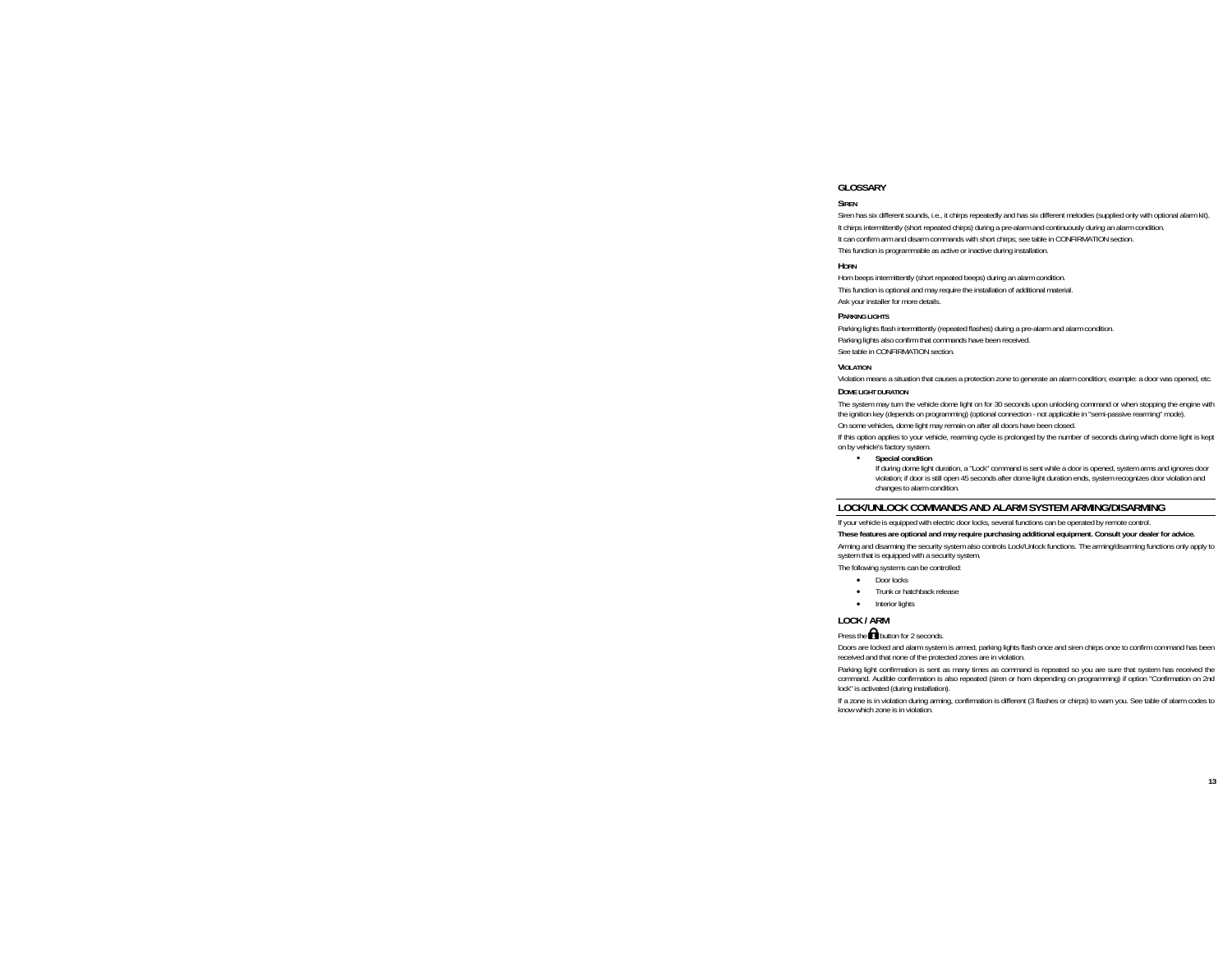## GLOSSARY

### Siren

Siren has six different sounds, i.e., it chirps repeatedly and has six different melodies (supplied only with optional alarm kit).

It chirps intermittently (short repeated chirps) during a pre-alarm and continuously during an alarm condition.

It can confirm arm and disarm commands with short chirps; see table in CONFIRMATION section.

This function is programmable as active or inactive during installation.

### Horn

Horn beeps intermittently (short repeated beeps) during an alarm condition.

This function is optional and may require the installation of additional material.

Ask your installer for more details.

### Parking lights

Parking lights flash intermittently (repeated flashes) during a pre-alarm and alarm condition.

Parking lights also confirm that commands have been received.

See table in CONFIRMATION section.

### Violation

Violation means a situation that causes a protection zone to generate an alarm condition; example: a door was opened, etc.

### Dome light duration

The system may turn the vehicle dome light on for 30 seconds upon unlocking command or when stopping the engine with the ignition key (depends on programming) (optional connection - not applicable in "semi-passive rearming" mode).

On some vehicles, dome light may remain on after all doors have been closed.

If this option applies to your vehicle, rearming cycle is prolonged by the number of seconds during which dome light is kept on by vehicle's factory system.

- **Special condition**
  If during dome light duration, a "Lock" command is sent while a door is opened, system arms and ignores door violation; if door is still open 45 seconds after dome light duration ends, system recognizes door violation and changes to alarm condition.

## LOCK/UNLOCK COMMANDS AND ALARM SYSTEM ARMING/DISARMING

If your vehicle is equipped with electric door locks, several functions can be operated by remote control.

**These features are optional and may require purchasing additional equipment. Consult your dealer for advice.**

Arming and disarming the security system also controls Lock/Unlock functions. The arming/disarming functions only apply to system that is equipped with a security system.

The following systems can be controlled:

- Door locks
- Trunk or hatchback release
- Interior lights

## LOCK / ARM

Press the button for 2 seconds.

Doors are locked and alarm system is armed, parking lights flash once and siren chirps once to confirm command has been received and that none of the protected zones are in violation.

Parking light confirmation is sent as many times as command is repeated so you are sure that system has received the command. Audible confirmation is also repeated (siren or horn depending on programming) if option "Confirmation on 2nd lock" is activated (during installation).

If a zone is in violation during arming, confirmation is different (3 flashes or chirps) to warn you. See table of alarm codes to know which zone is in violation.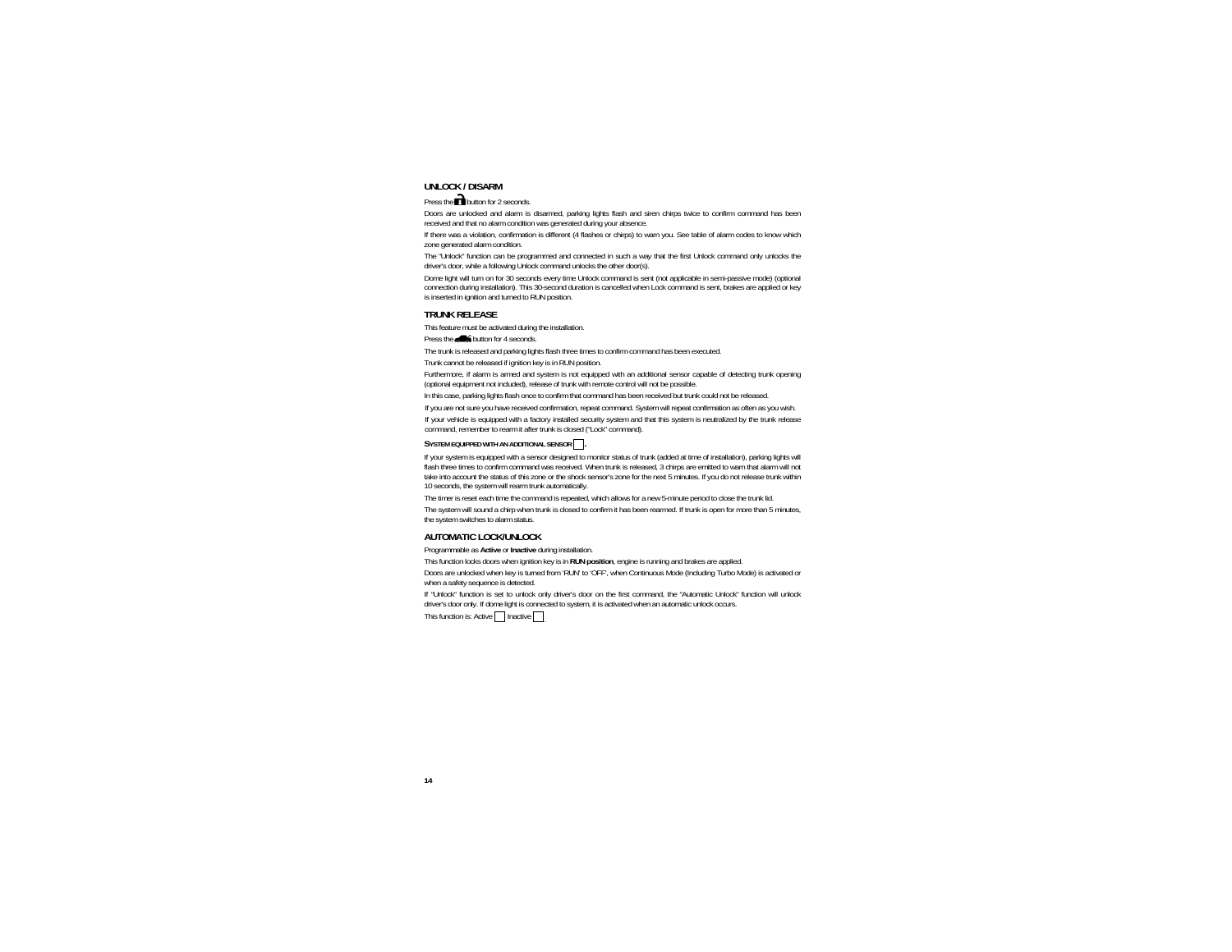## UNLOCK / DISARM

Press the button for 2 seconds.

Doors are unlocked and alarm is disarmed, parking lights flash and siren chirps twice to confirm command has been received and that no alarm condition was generated during your absence.

If there was a violation, confirmation is different (4 flashes or chirps) to warn you. See table of alarm codes to know which zone generated alarm condition.

The "Unlock" function can be programmed and connected in such a way that the first Unlock command only unlocks the driver's door, while a following Unlock command unlocks the other door(s).

Dome light will turn on for 30 seconds every time Unlock command is sent (not applicable in semi-passive mode) (optional connection during installation). This 30-second duration is cancelled when Lock command is sent, brakes are applied or key is inserted in ignition and turned to RUN position.

## TRUNK RELEASE

This feature must be activated during the installation.

Press the button for 4 seconds.

The trunk is released and parking lights flash three times to confirm command has been executed.

Trunk cannot be released if ignition key is in RUN position.

Furthermore, if alarm is armed and system is not equipped with an additional sensor capable of detecting trunk opening (optional equipment not included), release of trunk with remote control will not be possible.

In this case, parking lights flash once to confirm that command has been received but trunk could not be released.

If you are not sure you have received confirmation, repeat command. System will repeat confirmation as often as you wish.

If your vehicle is equipped with a factory installed security system and that this system is neutralized by the trunk release command, remember to rearm it after trunk is closed ("Lock" command).

**SYSTEM EQUIPPED WITH AN ADDITIONAL SENSOR ☐.**

If your system is equipped with a sensor designed to monitor status of trunk (added at time of installation), parking lights will flash three times to confirm command was received. When trunk is released, 3 chirps are emitted to warn that alarm will not take into account the status of this zone or the shock sensor's zone for the next 5 minutes. If you do not release trunk within 10 seconds, the system will rearm trunk automatically.

The timer is reset each time the command is repeated, which allows for a new 5-minute period to close the trunk lid.

The system will sound a chirp when trunk is closed to confirm it has been rearmed. If trunk is open for more than 5 minutes, the system switches to alarm status.

## AUTOMATIC LOCK/UNLOCK

Programmable as **Active** or **Inactive** during installation.

This function locks doors when ignition key is in **RUN position**, engine is running and brakes are applied.

Doors are unlocked when key is turned from 'RUN' to 'OFF', when Continuous Mode (Including Turbo Mode) is activated or when a safety sequence is detected.

If "Unlock" function is set to unlock only driver's door on the first command, the "Automatic Unlock" function will unlock driver's door only. If dome light is connected to system, it is activated when an automatic unlock occurs.

This function is: Active ☐ Inactive ☐.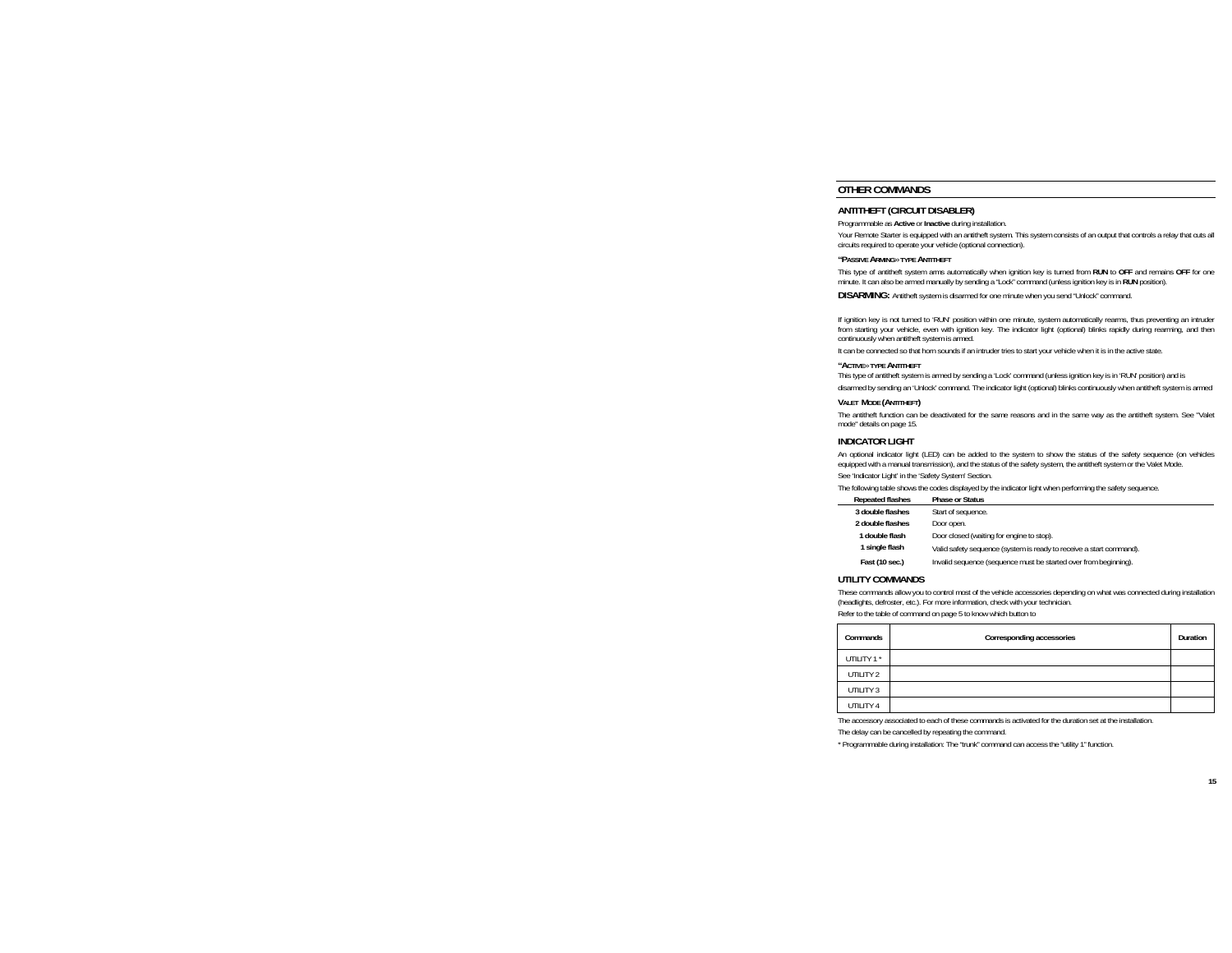## OTHER COMMANDS

### ANTITHEFT (CIRCUIT DISABLER)

Programmable as **Active** or **Inactive** during installation.

Your Remote Starter is equipped with an antitheft system. This system consists of an output that controls a relay that cuts all circuits required to operate your vehicle (optional connection).

**"PASSIVE ARMING» TYPE ANTITHEFT**

This type of antitheft system arms automatically when ignition key is turned from **RUN** to **OFF** and remains **OFF** for one minute. It can also be armed manually by sending a "Lock" command (unless ignition key is in **RUN** position).

**DISARMING:** Antitheft system is disarmed for one minute when you send "Unlock" command.

If ignition key is not turned to 'RUN' position within one minute, system automatically rearms, thus preventing an intruder from starting your vehicle, even with ignition key. The indicator light (optional) blinks rapidly during rearming, and then continuously when antitheft system is armed.

It can be connected so that horn sounds if an intruder tries to start your vehicle when it is in the active state.

**"ACTIVE» TYPE ANTITHEFT**

This type of antitheft system is armed by sending a 'Lock' command (unless ignition key is in 'RUN' position) and is disarmed by sending an 'Unlock' command. The indicator light (optional) blinks continuously when antitheft system is armed

**VALET MODE (ANTITHEFT)**

The antitheft function can be deactivated for the same reasons and in the same way as the antitheft system. See "Valet mode" details on page 15.

### INDICATOR LIGHT

An optional indicator light (LED) can be added to the system to show the status of the safety sequence (on vehicles equipped with a manual transmission), and the status of the safety system, the antitheft system or the Valet Mode.

See 'Indicator Light' in the 'Safety System' Section.

The following table shows the codes displayed by the indicator light when performing the safety sequence.

| Repeated flashes | Phase or Status |
|---|---|
| 3 double flashes | Start of sequence. |
| 2 double flashes | Door open. |
| 1 double flash | Door closed (waiting for engine to stop). |
| 1 single flash | Valid safety sequence (system is ready to receive a start command). |
| Fast (10 sec.) | Invalid sequence (sequence must be started over from beginning). |

### UTILITY COMMANDS

These commands allow you to control most of the vehicle accessories depending on what was connected during installation (headlights, defroster, etc.). For more information, check with your technician.

Refer to the table of command on page 5 to know which button to

| Commands | Corresponding accessories | Duration |
|---|---|---|
| UTILITY 1 * | | |
| UTILITY 2 | | |
| UTILITY 3 | | |
| UTILITY 4 | | |

The accessory associated to each of these commands is activated for the duration set at the installation.

The delay can be cancelled by repeating the command.

* Programmable during installation: The "trunk" command can access the "utility 1" function.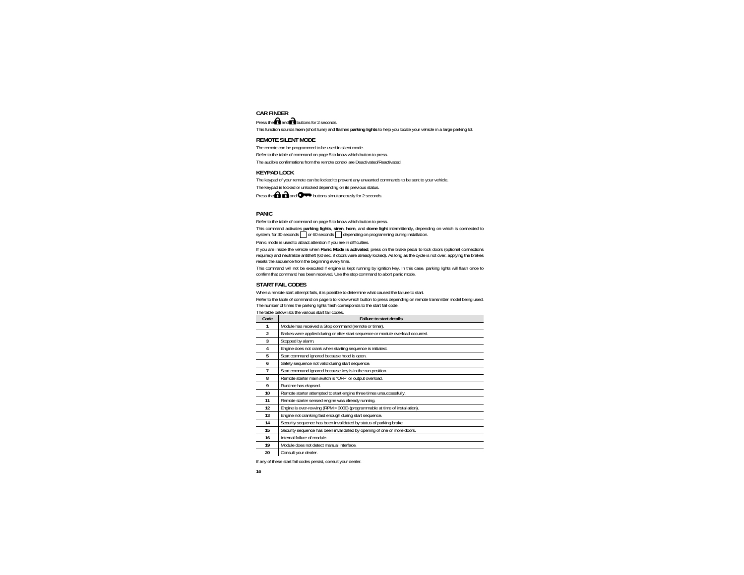## CAR FINDER

Press the and buttons for 2 seconds.

This function sounds **horn** (short tune) and flashes **parking lights** to help you locate your vehicle in a large parking lot.

## REMOTE SILENT MODE

The remote can be programmed to be used in silent mode.

Refer to the table of command on page 5 to know which button to press.

The audible confirmations from the remote control are Deactivated/Reactivated.

## KEYPAD LOCK

The keypad of your remote can be locked to prevent any unwanted commands to be sent to your vehicle.

The keypad is locked or unlocked depending on its previous status.

Press the , and buttons simultaneously for 2 seconds.

## PANIC

Refer to the table of command on page 5 to know which button to press.

This command activates **parking lights**, **siren**, **horn**, and **dome light** intermittently, depending on which is connected to system, for 30 seconds ☐ or 60 seconds ☐ depending on programming during installation.

Panic mode is used to attract attention if you are in difficulties.

If you are inside the vehicle when **Panic Mode is activated**, press on the brake pedal to lock doors (optional connections required) and neutralize antitheft (60 sec. if doors were already locked). As long as the cycle is not over, applying the brakes resets the sequence from the beginning every time.

This command will not be executed if engine is kept running by ignition key. In this case, parking lights will flash once to confirm that command has been received. Use the stop command to abort panic mode.

## START FAIL CODES

When a remote start attempt fails, it is possible to determine what caused the failure to start.

Refer to the table of command on page 5 to know which button to press depending on remote transmitter model being used. The number of times the parking lights flash corresponds to the start fail code.

The table below lists the various start fail codes.

| Code | Failure to start details |
|---|---|
| 1 | Module has received a Stop command (remote or timer). |
| 2 | Brakes were applied during or after start sequence or module overload occurred. |
| 3 | Stopped by alarm. |
| 4 | Engine does not crank when starting sequence is initiated. |
| 5 | Start command ignored because hood is open. |
| 6 | Safety sequence not valid during start sequence. |
| 7 | Start command ignored because key is in the run position. |
| 8 | Remote starter main switch is "OFF" or output overload. |
| 9 | Runtime has elapsed. |
| 10 | Remote starter attempted to start engine three times unsuccessfully. |
| 11 | Remote starter sensed engine was already running. |
| 12 | Engine is over-revving (RPM > 3000) (programmable at time of installation). |
| 13 | Engine not cranking fast enough during start sequence. |
| 14 | Security sequence has been invalidated by status of parking brake. |
| 15 | Security sequence has been invalidated by opening of one or more doors. |
| 16 | Internal failure of module. |
| 19 | Module does not detect manual interface. |
| 20 | Consult your dealer. |

If any of these start fail codes persist, consult your dealer.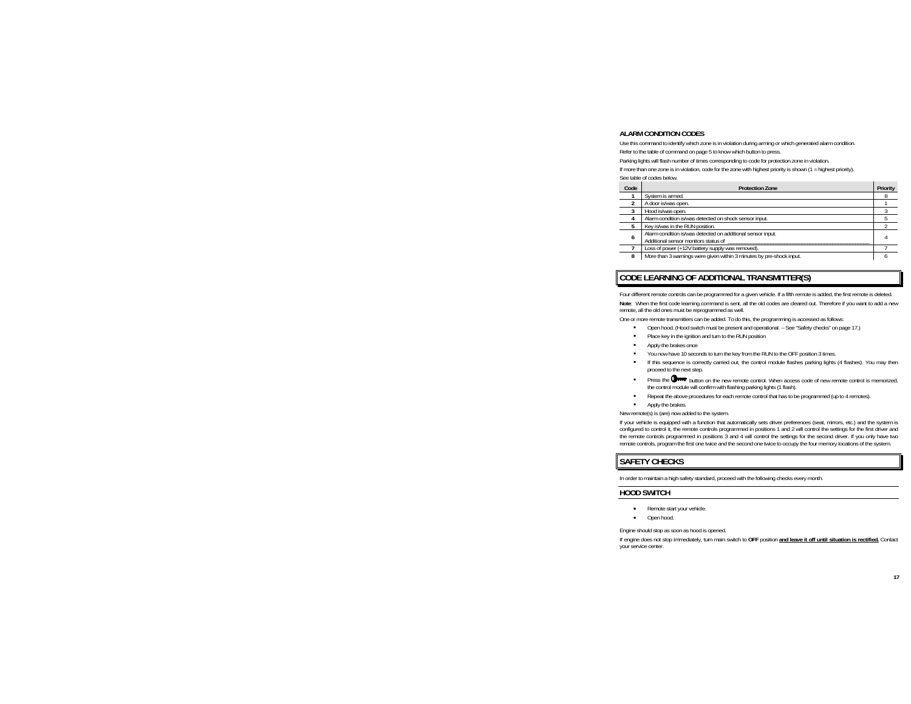### ALARM CONDITION CODES

Use this command to identify which zone is in violation during arming or which generated alarm condition.

Refer to the table of command on page 5 to know which button to press.

Parking lights will flash number of times corresponding to code for protection zone in violation.

If more than one zone is in violation, code for the zone with highest priority is shown (1 = highest priority).

See table of codes below.

| Code | Protection Zone | Priority |
|---|---|---|
| **1** | System is armed. | 8 |
| **2** | A door is/was open. | 1 |
| **3** | Hood is/was open. | 3 |
| **4** | Alarm condition is/was detected on shock sensor input. | 5 |
| **5** | Key is/was in the RUN position. | 2 |
| **6** | Alarm condition is/was detected on additional sensor input. Additional sensor monitors status of ___________________________________________ | 4 |
| **7** | Loss of power (+12V battery supply was removed). | 7 |
| **8** | More than 3 warnings were given within 3 minutes by pre-shock input. | 6 |

## CODE LEARNING OF ADDITIONAL TRANSMITTER(S)

Four different remote controls can be programmed for a given vehicle. If a fifth remote is added, the first remote is deleted.

**Note**: When the first code learning command is sent, all the old codes are cleared out. Therefore if you want to add a new remote, all the old ones must be reprogrammed as well.

One or more remote transmitters can be added. To do this, the programming is accessed as follows:

- Open hood. (Hood switch must be present and operational. – See "Safety checks" on page 17.)
- Place key in the ignition and turn to the RUN position
- Apply the brakes once
- You now have 10 seconds to turn the key from the RUN to the OFF position 3 times.
- If this sequence is correctly carried out, the control module flashes parking lights (4 flashes). You may then proceed to the next step.
- Press the (key) button on the new remote control. When access code of new remote control is memorized, the control module will confirm with flashing parking lights (1 flash).
- Repeat the above procedures for each remote control that has to be programmed (up to 4 remotes).
- Apply the brakes.

New remote(s) is (are) now added to the system.

If your vehicle is equipped with a function that automatically sets driver preferences (seat, mirrors, etc.) and the system is configured to control it, the remote controls programmed in positions 1 and 2 will control the settings for the first driver and the remote controls programmed in positions 3 and 4 will control the settings for the second driver. If you only have two remote controls, program the first one twice and the second one twice to occupy the four memory locations of the system.

## SAFETY CHECKS

In order to maintain a high safety standard, proceed with the following checks every month.

### HOOD SWITCH

- Remote start your vehicle.
- Open hood.

Engine should stop as soon as hood is opened.

If engine does not stop immediately, turn main switch to **OFF** position **and leave it off until situation is rectified.** Contact your service center.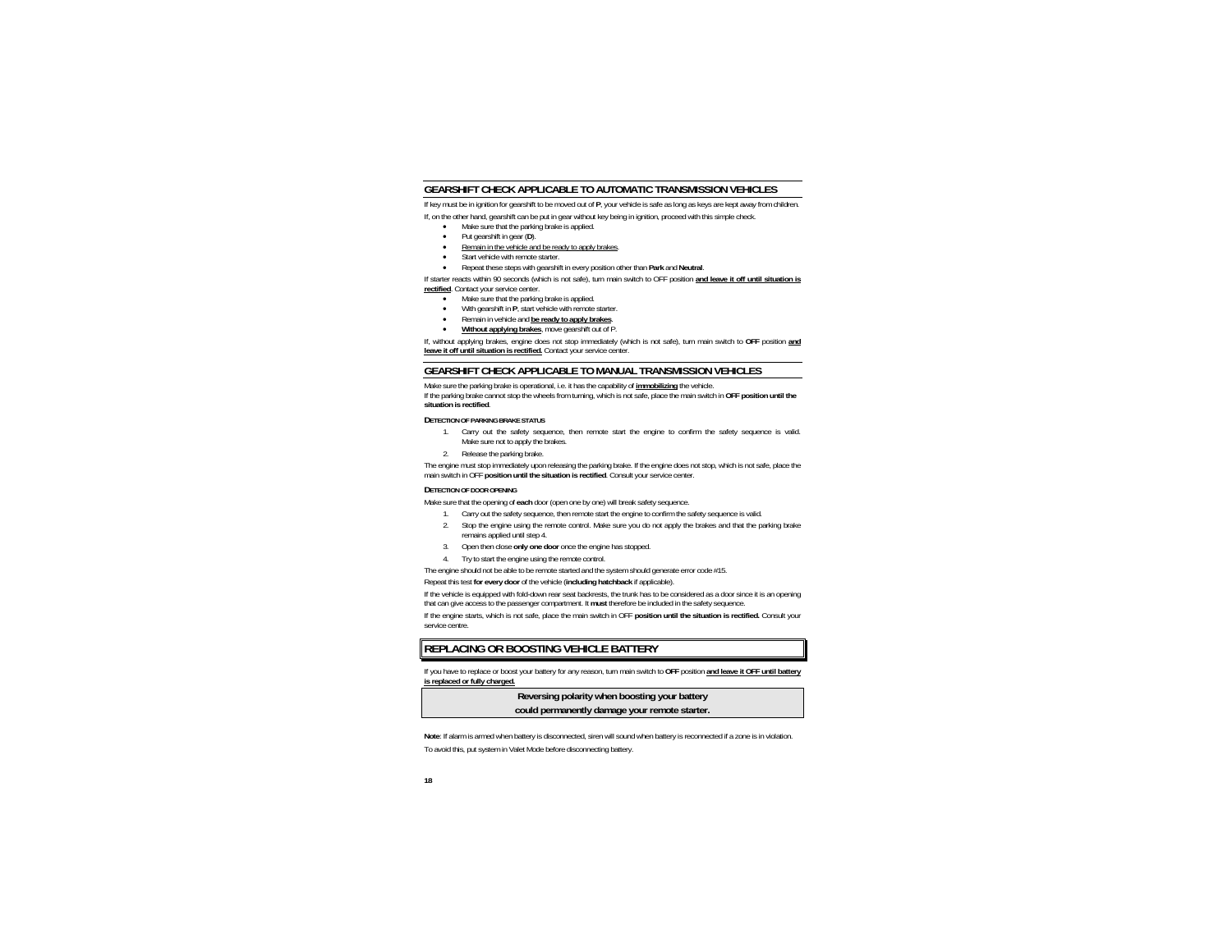## GEARSHIFT CHECK APPLICABLE TO AUTOMATIC TRANSMISSION VEHICLES

If key must be in ignition for gearshift to be moved out of **P**, your vehicle is safe as long as keys are kept away from children.

If, on the other hand, gearshift can be put in gear without key being in ignition, proceed with this simple check.

- Make sure that the parking brake is applied.
- Put gearshift in gear (**D**).
- <u>Remain in the vehicle and be ready to apply brakes</u>.
- Start vehicle with remote starter.
- Repeat these steps with gearshift in every position other than **Park** and **Neutral**.

If starter reacts within 90 seconds (which is not safe), turn main switch to OFF position **<u>and leave it off until situation is rectified</u>**. Contact your service center.

- Make sure that the parking brake is applied.
- With gearshift in **P**, start vehicle with remote starter.
- Remain in vehicle and **<u>be ready to apply brakes</u>**.
- **<u>Without applying brakes</u>**, move gearshift out of P.

If, without applying brakes, engine does not stop immediately (which is not safe), turn main switch to **OFF** position **<u>and leave it off until situation is rectified.</u>** Contact your service center.

## GEARSHIFT CHECK APPLICABLE TO MANUAL TRANSMISSION VEHICLES

Make sure the parking brake is operational, i.e. it has the capability of **<u>immobilizing</u>** the vehicle.
If the parking brake cannot stop the wheels from turning, which is not safe, place the main switch in **OFF position until the situation is rectified**.

### DETECTION OF PARKING BRAKE STATUS

1. Carry out the safety sequence, then remote start the engine to confirm the safety sequence is valid. Make sure not to apply the brakes.
2. Release the parking brake.

The engine must stop immediately upon releasing the parking brake. If the engine does not stop, which is not safe, place the main switch in OFF **position until the situation is rectified**. Consult your service center.

### DETECTION OF DOOR OPENING

Make sure that the opening of **each** door (open one by one) will break safety sequence.

1. Carry out the safety sequence, then remote start the engine to confirm the safety sequence is valid.
2. Stop the engine using the remote control. Make sure you do not apply the brakes and that the parking brake remains applied until step 4.
3. Open then close **only one door** once the engine has stopped.
4. Try to start the engine using the remote control.

The engine should not be able to be remote started and the system should generate error code #15.

Repeat this test **for every door** of the vehicle (**including hatchback** if applicable).

If the vehicle is equipped with fold-down rear seat backrests, the trunk has to be considered as a door since it is an opening that can give access to the passenger compartment. It **must** therefore be included in the safety sequence.

If the engine starts, which is not safe, place the main switch in OFF **position until the situation is rectified.** Consult your service centre.

## REPLACING OR BOOSTING VEHICLE BATTERY

If you have to replace or boost your battery for any reason, turn main switch to **OFF** position **<u>and leave it OFF until battery is replaced or fully charged.</u>**

**Reversing polarity when boosting your battery could permanently damage your remote starter.**

**Note**: If alarm is armed when battery is disconnected, siren will sound when battery is reconnected if a zone is in violation.

To avoid this, put system in Valet Mode before disconnecting battery.